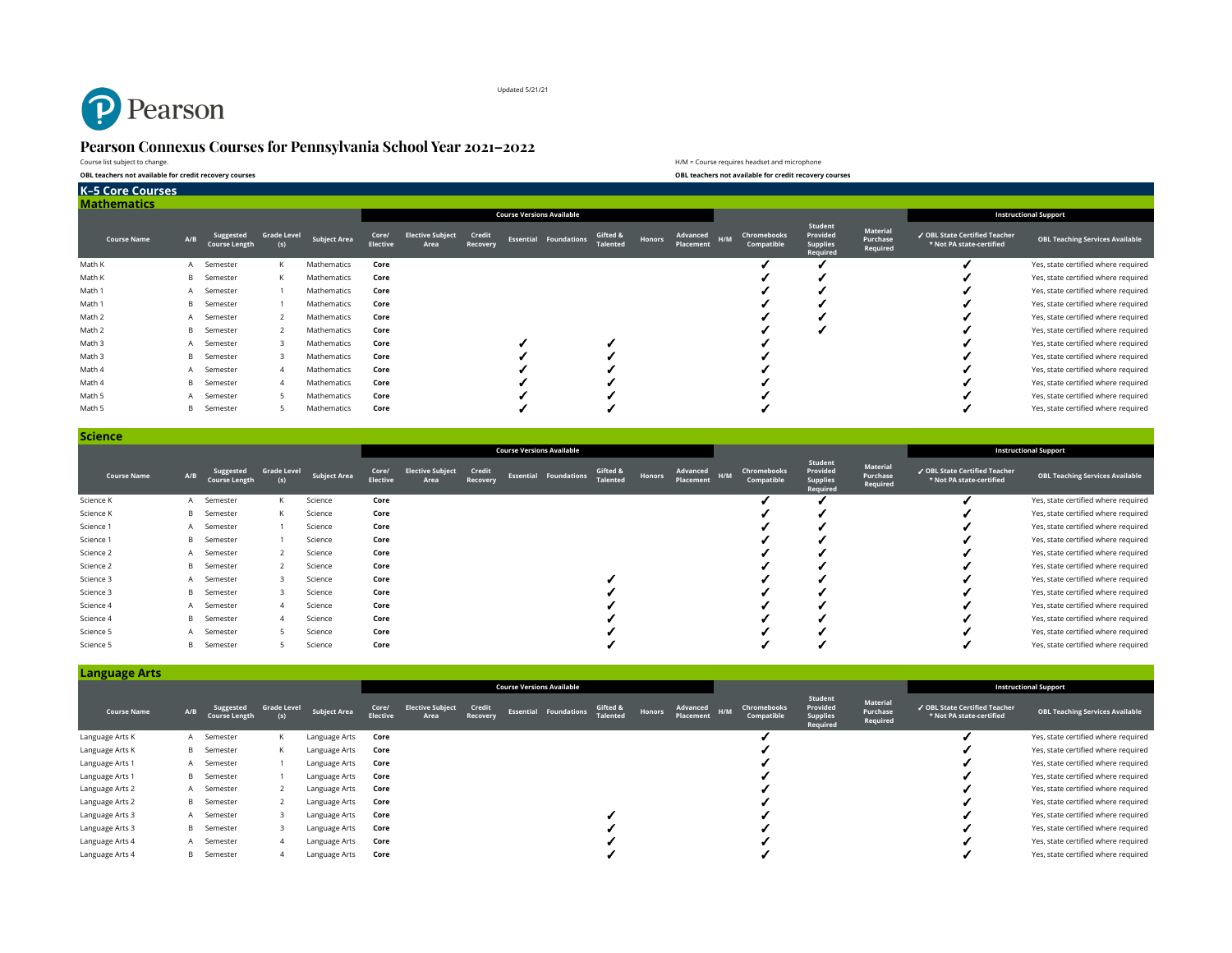Updated 5/21/21

# Pearson Connexus Courses for Pennsylvania School Year 2021–2022

Course list subject to change.

**OBL teachers not available for credit recovery courses**

H/M = Course requires headset and microphone

**OBL teachers not available for credit recovery courses**

## K–5 Core Courses

### Mathematics

| | | | | | Course Versions Available | | | | | | | | | | | | Instructional Support | |
|---|---|---|---|---|---|---|---|---|---|---|---|---|---|---|---|---|---|---|
| **Course Name** | **A/B** | **Suggested Course Length** | **Grade Level (s)** | **Subject Area** | **Core/ Elective** | **Elective Subject Area** | **Credit Recovery** | **Essential** | **Foundations** | **Gifted & Talented** | **Honors** | **Advanced Placement** | **H/M** | **Chromebooks Compatible** | **Student Provided Supplies Required** | **Material Purchase Required** | **✓ OBL State Certified Teacher * Not PA state-certified** | **OBL Teaching Services Available** |
| Math K | A | Semester | K | Mathematics | **Core** | | | | | | | | | ✓ | ✓ | | ✓ | Yes, state certified where required |
| Math K | B | Semester | K | Mathematics | **Core** | | | | | | | | | ✓ | ✓ | | ✓ | Yes, state certified where required |
| Math 1 | A | Semester | 1 | Mathematics | **Core** | | | | | | | | | ✓ | ✓ | | ✓ | Yes, state certified where required |
| Math 1 | B | Semester | 1 | Mathematics | **Core** | | | | | | | | | ✓ | ✓ | | ✓ | Yes, state certified where required |
| Math 2 | A | Semester | 2 | Mathematics | **Core** | | | | | | | | | ✓ | ✓ | | ✓ | Yes, state certified where required |
| Math 2 | B | Semester | 2 | Mathematics | **Core** | | | | | | | | | ✓ | ✓ | | ✓ | Yes, state certified where required |
| Math 3 | A | Semester | 3 | Mathematics | **Core** | | | ✓ | | ✓ | | | | ✓ | | | ✓ | Yes, state certified where required |
| Math 3 | B | Semester | 3 | Mathematics | **Core** | | | ✓ | | ✓ | | | | ✓ | | | ✓ | Yes, state certified where required |
| Math 4 | A | Semester | 4 | Mathematics | **Core** | | | ✓ | | ✓ | | | | ✓ | | | ✓ | Yes, state certified where required |
| Math 4 | B | Semester | 4 | Mathematics | **Core** | | | ✓ | | ✓ | | | | ✓ | | | ✓ | Yes, state certified where required |
| Math 5 | A | Semester | 5 | Mathematics | **Core** | | | ✓ | | ✓ | | | | ✓ | | | ✓ | Yes, state certified where required |
| Math 5 | B | Semester | 5 | Mathematics | **Core** | | | ✓ | | ✓ | | | | ✓ | | | ✓ | Yes, state certified where required |

### Science

| | | | | | Course Versions Available | | | | | | | | | | | | Instructional Support | |
|---|---|---|---|---|---|---|---|---|---|---|---|---|---|---|---|---|---|---|
| **Course Name** | **A/B** | **Suggested Course Length** | **Grade Level (s)** | **Subject Area** | **Core/ Elective** | **Elective Subject Area** | **Credit Recovery** | **Essential** | **Foundations** | **Gifted & Talented** | **Honors** | **Advanced Placement** | **H/M** | **Chromebooks Compatible** | **Student Provided Supplies Required** | **Material Purchase Required** | **✓ OBL State Certified Teacher * Not PA state-certified** | **OBL Teaching Services Available** |
| Science K | A | Semester | K | Science | **Core** | | | | | | | | | ✓ | ✓ | | ✓ | Yes, state certified where required |
| Science K | B | Semester | K | Science | **Core** | | | | | | | | | ✓ | ✓ | | ✓ | Yes, state certified where required |
| Science 1 | A | Semester | 1 | Science | **Core** | | | | | | | | | ✓ | ✓ | | ✓ | Yes, state certified where required |
| Science 1 | B | Semester | 1 | Science | **Core** | | | | | | | | | ✓ | ✓ | | ✓ | Yes, state certified where required |
| Science 2 | A | Semester | 2 | Science | **Core** | | | | | | | | | ✓ | ✓ | | ✓ | Yes, state certified where required |
| Science 2 | B | Semester | 2 | Science | **Core** | | | | | | | | | ✓ | ✓ | | ✓ | Yes, state certified where required |
| Science 3 | A | Semester | 3 | Science | **Core** | | | | | ✓ | | | | ✓ | ✓ | | ✓ | Yes, state certified where required |
| Science 3 | B | Semester | 3 | Science | **Core** | | | | | ✓ | | | | ✓ | ✓ | | ✓ | Yes, state certified where required |
| Science 4 | A | Semester | 4 | Science | **Core** | | | | | ✓ | | | | ✓ | ✓ | | ✓ | Yes, state certified where required |
| Science 4 | B | Semester | 4 | Science | **Core** | | | | | ✓ | | | | ✓ | ✓ | | ✓ | Yes, state certified where required |
| Science 5 | A | Semester | 5 | Science | **Core** | | | | | ✓ | | | | ✓ | ✓ | | ✓ | Yes, state certified where required |
| Science 5 | B | Semester | 5 | Science | **Core** | | | | | ✓ | | | | ✓ | ✓ | | ✓ | Yes, state certified where required |

### Language Arts

| | | | | | Course Versions Available | | | | | | | | | | | | Instructional Support | |
|---|---|---|---|---|---|---|---|---|---|---|---|---|---|---|---|---|---|---|
| **Course Name** | **A/B** | **Suggested Course Length** | **Grade Level (s)** | **Subject Area** | **Core/ Elective** | **Elective Subject Area** | **Credit Recovery** | **Essential** | **Foundations** | **Gifted & Talented** | **Honors** | **Advanced Placement** | **H/M** | **Chromebooks Compatible** | **Student Provided Supplies Required** | **Material Purchase Required** | **✓ OBL State Certified Teacher * Not PA state-certified** | **OBL Teaching Services Available** |
| Language Arts K | A | Semester | K | Language Arts | **Core** | | | | | | | | | ✓ | | | ✓ | Yes, state certified where required |
| Language Arts K | B | Semester | K | Language Arts | **Core** | | | | | | | | | ✓ | | | ✓ | Yes, state certified where required |
| Language Arts 1 | A | Semester | 1 | Language Arts | **Core** | | | | | | | | | ✓ | | | ✓ | Yes, state certified where required |
| Language Arts 1 | B | Semester | 1 | Language Arts | **Core** | | | | | | | | | ✓ | | | ✓ | Yes, state certified where required |
| Language Arts 2 | A | Semester | 2 | Language Arts | **Core** | | | | | | | | | ✓ | | | ✓ | Yes, state certified where required |
| Language Arts 2 | B | Semester | 2 | Language Arts | **Core** | | | | | | | | | ✓ | | | ✓ | Yes, state certified where required |
| Language Arts 3 | A | Semester | 3 | Language Arts | **Core** | | | | | ✓ | | | | ✓ | | | ✓ | Yes, state certified where required |
| Language Arts 3 | B | Semester | 3 | Language Arts | **Core** | | | | | ✓ | | | | ✓ | | | ✓ | Yes, state certified where required |
| Language Arts 4 | A | Semester | 4 | Language Arts | **Core** | | | | | ✓ | | | | ✓ | | | ✓ | Yes, state certified where required |
| Language Arts 4 | B | Semester | 4 | Language Arts | **Core** | | | | | ✓ | | | | ✓ | | | ✓ | Yes, state certified where required |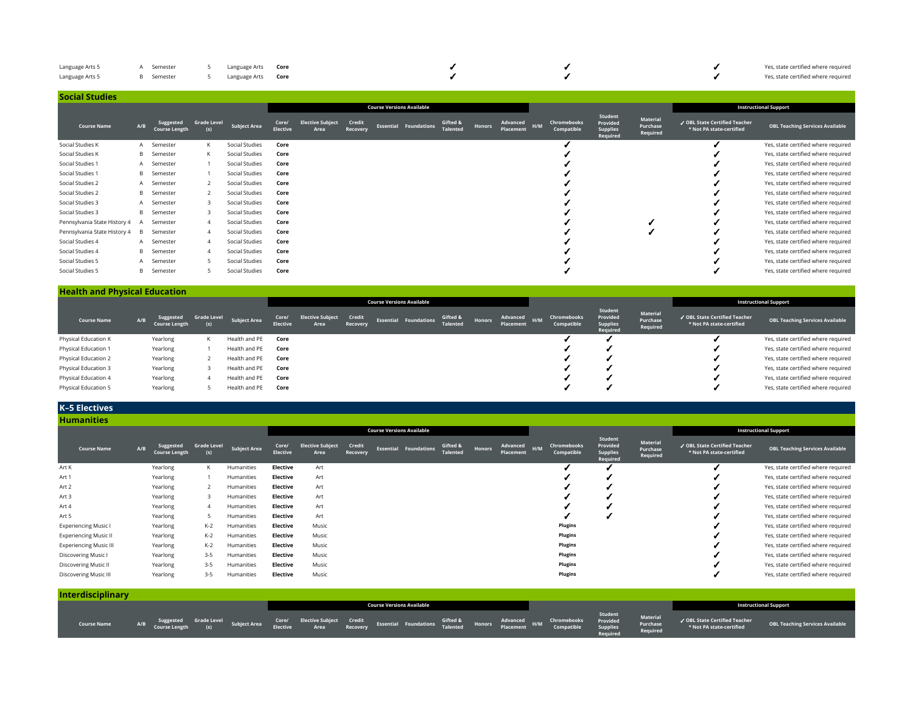| Course Name | A/B | Suggested Course Length | Grade Level (s) | Subject Area | Core/ Elective | Elective Subject Area | Credit Recovery | Essential | Foundations | Gifted & Talented | Honors | Advanced Placement | H/M | Chromebooks Compatible | Student Provided Supplies Required | Material Purchase Required | ✓ OBL State Certified Teacher * Not PA state-certified | OBL Teaching Services Available |
|---|---|---|---|---|---|---|---|---|---|---|---|---|---|---|---|---|---|---|
| Language Arts 5 | A | Semester | 5 | Language Arts | **Core** | | | | | ✓ | | | | ✓ | | | ✓ | Yes, state certified where required |
| Language Arts 5 | B | Semester | 5 | Language Arts | **Core** | | | | | ✓ | | | | ✓ | | | ✓ | Yes, state certified where required |

## Social Studies

| | | | | | Course Versions Available | | | | | | | | | | | | Instructional Support | |
|---|---|---|---|---|---|---|---|---|---|---|---|---|---|---|---|---|---|---|
| **Course Name** | **A/B** | **Suggested Course Length** | **Grade Level (s)** | **Subject Area** | **Core/ Elective** | **Elective Subject Area** | **Credit Recovery** | **Essential** | **Foundations** | **Gifted & Talented** | **Honors** | **Advanced Placement** | **H/M** | **Chromebooks Compatible** | **Student Provided Supplies Required** | **Material Purchase Required** | **✓ OBL State Certified Teacher * Not PA state-certified** | **OBL Teaching Services Available** |
| Social Studies K | A | Semester | K | Social Studies | **Core** | | | | | | | | | ✓ | | | ✓ | Yes, state certified where required |
| Social Studies K | B | Semester | K | Social Studies | **Core** | | | | | | | | | ✓ | | | ✓ | Yes, state certified where required |
| Social Studies 1 | A | Semester | 1 | Social Studies | **Core** | | | | | | | | | ✓ | | | ✓ | Yes, state certified where required |
| Social Studies 1 | B | Semester | 1 | Social Studies | **Core** | | | | | | | | | ✓ | | | ✓ | Yes, state certified where required |
| Social Studies 2 | A | Semester | 2 | Social Studies | **Core** | | | | | | | | | ✓ | | | ✓ | Yes, state certified where required |
| Social Studies 2 | B | Semester | 2 | Social Studies | **Core** | | | | | | | | | ✓ | | | ✓ | Yes, state certified where required |
| Social Studies 3 | A | Semester | 3 | Social Studies | **Core** | | | | | | | | | ✓ | | | ✓ | Yes, state certified where required |
| Social Studies 3 | B | Semester | 3 | Social Studies | **Core** | | | | | | | | | ✓ | | | ✓ | Yes, state certified where required |
| Pennsylvania State History 4 | A | Semester | 4 | Social Studies | **Core** | | | | | | | | | ✓ | | ✓ | ✓ | Yes, state certified where required |
| Pennsylvania State History 4 | B | Semester | 4 | Social Studies | **Core** | | | | | | | | | ✓ | | ✓ | ✓ | Yes, state certified where required |
| Social Studies 4 | A | Semester | 4 | Social Studies | **Core** | | | | | | | | | ✓ | | | ✓ | Yes, state certified where required |
| Social Studies 4 | B | Semester | 4 | Social Studies | **Core** | | | | | | | | | ✓ | | | ✓ | Yes, state certified where required |
| Social Studies 5 | A | Semester | 5 | Social Studies | **Core** | | | | | | | | | ✓ | | | ✓ | Yes, state certified where required |
| Social Studies 5 | B | Semester | 5 | Social Studies | **Core** | | | | | | | | | ✓ | | | ✓ | Yes, state certified where required |

## Health and Physical Education

| | | | | | Course Versions Available | | | | | | | | | | | | Instructional Support | |
|---|---|---|---|---|---|---|---|---|---|---|---|---|---|---|---|---|---|---|
| **Course Name** | **A/B** | **Suggested Course Length** | **Grade Level (s)** | **Subject Area** | **Core/ Elective** | **Elective Subject Area** | **Credit Recovery** | **Essential** | **Foundations** | **Gifted & Talented** | **Honors** | **Advanced Placement** | **H/M** | **Chromebooks Compatible** | **Student Provided Supplies Required** | **Material Purchase Required** | **✓ OBL State Certified Teacher * Not PA state-certified** | **OBL Teaching Services Available** |
| Physical Education K | | Yearlong | K | Health and PE | **Core** | | | | | | | | | ✓ | ✓ | | ✓ | Yes, state certified where required |
| Physical Education 1 | | Yearlong | 1 | Health and PE | **Core** | | | | | | | | | ✓ | ✓ | | ✓ | Yes, state certified where required |
| Physical Education 2 | | Yearlong | 2 | Health and PE | **Core** | | | | | | | | | ✓ | ✓ | | ✓ | Yes, state certified where required |
| Physical Education 3 | | Yearlong | 3 | Health and PE | **Core** | | | | | | | | | ✓ | ✓ | | ✓ | Yes, state certified where required |
| Physical Education 4 | | Yearlong | 4 | Health and PE | **Core** | | | | | | | | | ✓ | ✓ | | ✓ | Yes, state certified where required |
| Physical Education 5 | | Yearlong | 5 | Health and PE | **Core** | | | | | | | | | ✓ | ✓ | | ✓ | Yes, state certified where required |

# K–5 Electives

## Humanities

| | | | | | Course Versions Available | | | | | | | | | | | | Instructional Support | |
|---|---|---|---|---|---|---|---|---|---|---|---|---|---|---|---|---|---|---|
| **Course Name** | **A/B** | **Suggested Course Length** | **Grade Level (s)** | **Subject Area** | **Core/ Elective** | **Elective Subject Area** | **Credit Recovery** | **Essential** | **Foundations** | **Gifted & Talented** | **Honors** | **Advanced Placement** | **H/M** | **Chromebooks Compatible** | **Student Provided Supplies Required** | **Material Purchase Required** | **✓ OBL State Certified Teacher * Not PA state-certified** | **OBL Teaching Services Available** |
| Art K | | Yearlong | K | Humanities | **Elective** | Art | | | | | | | | ✓ | ✓ | | ✓ | Yes, state certified where required |
| Art 1 | | Yearlong | 1 | Humanities | **Elective** | Art | | | | | | | | ✓ | ✓ | | ✓ | Yes, state certified where required |
| Art 2 | | Yearlong | 2 | Humanities | **Elective** | Art | | | | | | | | ✓ | ✓ | | ✓ | Yes, state certified where required |
| Art 3 | | Yearlong | 3 | Humanities | **Elective** | Art | | | | | | | | ✓ | ✓ | | ✓ | Yes, state certified where required |
| Art 4 | | Yearlong | 4 | Humanities | **Elective** | Art | | | | | | | | ✓ | ✓ | | ✓ | Yes, state certified where required |
| Art 5 | | Yearlong | 5 | Humanities | **Elective** | Art | | | | | | | | ✓ | ✓ | | ✓ | Yes, state certified where required |
| Experiencing Music I | | Yearlong | K-2 | Humanities | **Elective** | Music | | | | | | | | **Plugins** | | | ✓ | Yes, state certified where required |
| Experiencing Music II | | Yearlong | K-2 | Humanities | **Elective** | Music | | | | | | | | **Plugins** | | | ✓ | Yes, state certified where required |
| Experiencing Music III | | Yearlong | K-2 | Humanities | **Elective** | Music | | | | | | | | **Plugins** | | | ✓ | Yes, state certified where required |
| Discovering Music I | | Yearlong | 3-5 | Humanities | **Elective** | Music | | | | | | | | **Plugins** | | | ✓ | Yes, state certified where required |
| Discovering Music II | | Yearlong | 3-5 | Humanities | **Elective** | Music | | | | | | | | **Plugins** | | | ✓ | Yes, state certified where required |
| Discovering Music III | | Yearlong | 3-5 | Humanities | **Elective** | Music | | | | | | | | **Plugins** | | | ✓ | Yes, state certified where required |

## Interdisciplinary

| | | | | | Course Versions Available | | | | | | | | | | | | Instructional Support | |
|---|---|---|---|---|---|---|---|---|---|---|---|---|---|---|---|---|---|---|
| **Course Name** | **A/B** | **Suggested Course Length** | **Grade Level (s)** | **Subject Area** | **Core/ Elective** | **Elective Subject Area** | **Credit Recovery** | **Essential** | **Foundations** | **Gifted & Talented** | **Honors** | **Advanced Placement** | **H/M** | **Chromebooks Compatible** | **Student Provided Supplies Required** | **Material Purchase Required** | **✓ OBL State Certified Teacher * Not PA state-certified** | **OBL Teaching Services Available** |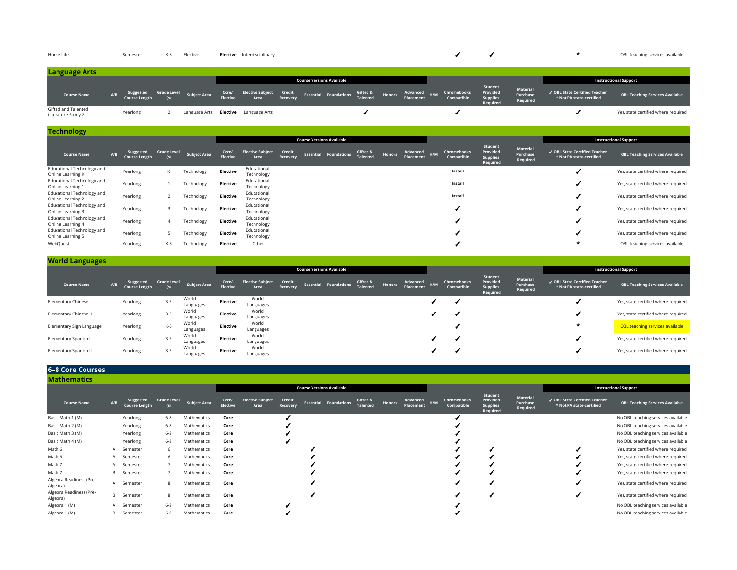| Course Name | A/B | Suggested Course Length | Grade Level (s) | Subject Area | Core/ Elective | Elective Subject Area | Credit Recovery | Essential | Foundations | Gifted & Talented | Honors | Advanced Placement | H/M | Chromebooks Compatible | Student Provided Supplies Required | Material Purchase Required | ✓ OBL State Certified Teacher * Not PA state-certified | OBL Teaching Services Available |
|---|---|---|---|---|---|---|---|---|---|---|---|---|---|---|---|---|---|---|
| Home Life | | Semester | K-8 | Elective | **Elective** | Interdisciplinary | | | | | | | | ✓ | ✓ | | * | OBL teaching services available |

## Language Arts

| | | | | | Course Versions Available | | | | | | | | | | | | Instructional Support | |
|---|---|---|---|---|---|---|---|---|---|---|---|---|---|---|---|---|---|---|
| **Course Name** | **A/B** | **Suggested Course Length** | **Grade Level (s)** | **Subject Area** | **Core/ Elective** | **Elective Subject Area** | **Credit Recovery** | **Essential** | **Foundations** | **Gifted & Talented** | **Honors** | **Advanced Placement** | **H/M** | **Chromebooks Compatible** | **Student Provided Supplies Required** | **Material Purchase Required** | **✓ OBL State Certified Teacher * Not PA state-certified** | **OBL Teaching Services Available** |
| Gifted and Talented Literature Study 2 | | Yearlong | 2 | Language Arts | **Elective** | Language Arts | | | | ✓ | | | | ✓ | | | ✓ | Yes, state certified where required |

## Technology

| | | | | | Course Versions Available | | | | | | | | | | | | Instructional Support | |
|---|---|---|---|---|---|---|---|---|---|---|---|---|---|---|---|---|---|---|
| **Course Name** | **A/B** | **Suggested Course Length** | **Grade Level (s)** | **Subject Area** | **Core/ Elective** | **Elective Subject Area** | **Credit Recovery** | **Essential** | **Foundations** | **Gifted & Talented** | **Honors** | **Advanced Placement** | **H/M** | **Chromebooks Compatible** | **Student Provided Supplies Required** | **Material Purchase Required** | **✓ OBL State Certified Teacher * Not PA state-certified** | **OBL Teaching Services Available** |
| Educational Technology and Online Learning K | | Yearlong | K | Technology | **Elective** | Educational Technology | | | | | | | | **Install** | | | ✓ | Yes, state certified where required |
| Educational Technology and Online Learning 1 | | Yearlong | 1 | Technology | **Elective** | Educational Technology | | | | | | | | **Install** | | | ✓ | Yes, state certified where required |
| Educational Technology and Online Learning 2 | | Yearlong | 2 | Technology | **Elective** | Educational Technology | | | | | | | | **Install** | | | ✓ | Yes, state certified where required |
| Educational Technology and Online Learning 3 | | Yearlong | 3 | Technology | **Elective** | Educational Technology | | | | | | | | ✓ | | | ✓ | Yes, state certified where required |
| Educational Technology and Online Learning 4 | | Yearlong | 4 | Technology | **Elective** | Educational Technology | | | | | | | | ✓ | | | ✓ | Yes, state certified where required |
| Educational Technology and Online Learning 5 | | Yearlong | 5 | Technology | **Elective** | Educational Technology | | | | | | | | ✓ | | | ✓ | Yes, state certified where required |
| WebQuest | | Yearlong | K-8 | Technology | **Elective** | Other | | | | | | | | ✓ | | | * | OBL teaching services available |

## World Languages

| | | | | | Course Versions Available | | | | | | | | | | | | Instructional Support | |
|---|---|---|---|---|---|---|---|---|---|---|---|---|---|---|---|---|---|---|
| **Course Name** | **A/B** | **Suggested Course Length** | **Grade Level (s)** | **Subject Area** | **Core/ Elective** | **Elective Subject Area** | **Credit Recovery** | **Essential** | **Foundations** | **Gifted & Talented** | **Honors** | **Advanced Placement** | **H/M** | **Chromebooks Compatible** | **Student Provided Supplies Required** | **Material Purchase Required** | **✓ OBL State Certified Teacher * Not PA state-certified** | **OBL Teaching Services Available** |
| Elementary Chinese I | | Yearlong | 3-5 | World Languages | **Elective** | World Languages | | | | | | | ✓ | ✓ | | | ✓ | Yes, state certified where required |
| Elementary Chinese II | | Yearlong | 3-5 | World Languages | **Elective** | World Languages | | | | | | | ✓ | ✓ | | | ✓ | Yes, state certified where required |
| Elementary Sign Language | | Yearlong | K-5 | World Languages | **Elective** | World Languages | | | | | | | | ✓ | | | * | OBL teaching services available |
| Elementary Spanish I | | Yearlong | 3-5 | World Languages | **Elective** | World Languages | | | | | | | ✓ | ✓ | | | ✓ | Yes, state certified where required |
| Elementary Spanish II | | Yearlong | 3-5 | World Languages | **Elective** | World Languages | | | | | | | ✓ | ✓ | | | ✓ | Yes, state certified where required |

# 6–8 Core Courses

## Mathematics

| | | | | | Course Versions Available | | | | | | | | | | | | Instructional Support | |
|---|---|---|---|---|---|---|---|---|---|---|---|---|---|---|---|---|---|---|
| **Course Name** | **A/B** | **Suggested Course Length** | **Grade Level (s)** | **Subject Area** | **Core/ Elective** | **Elective Subject Area** | **Credit Recovery** | **Essential** | **Foundations** | **Gifted & Talented** | **Honors** | **Advanced Placement** | **H/M** | **Chromebooks Compatible** | **Student Provided Supplies Required** | **Material Purchase Required** | **✓ OBL State Certified Teacher * Not PA state-certified** | **OBL Teaching Services Available** |
| Basic Math 1 (M) | | Yearlong | 6-8 | Mathematics | **Core** | | ✓ | | | | | | | ✓ | | | | No OBL teaching services available |
| Basic Math 2 (M) | | Yearlong | 6-8 | Mathematics | **Core** | | ✓ | | | | | | | ✓ | | | | No OBL teaching services available |
| Basic Math 3 (M) | | Yearlong | 6-8 | Mathematics | **Core** | | ✓ | | | | | | | ✓ | | | | No OBL teaching services available |
| Basic Math 4 (M) | | Yearlong | 6-8 | Mathematics | **Core** | | ✓ | | | | | | | ✓ | | | | No OBL teaching services available |
| Math 6 | A | Semester | 6 | Mathematics | **Core** | | | ✓ | | | | | | ✓ | ✓ | | ✓ | Yes, state certified where required |
| Math 6 | B | Semester | 6 | Mathematics | **Core** | | | ✓ | | | | | | ✓ | ✓ | | ✓ | Yes, state certified where required |
| Math 7 | A | Semester | 7 | Mathematics | **Core** | | | ✓ | | | | | | ✓ | ✓ | | ✓ | Yes, state certified where required |
| Math 7 | B | Semester | 7 | Mathematics | **Core** | | | ✓ | | | | | | ✓ | ✓ | | ✓ | Yes, state certified where required |
| Algebra Readiness (Pre-Algebra) | A | Semester | 8 | Mathematics | **Core** | | | ✓ | | | | | | ✓ | ✓ | | ✓ | Yes, state certified where required |
| Algebra Readiness (Pre-Algebra) | B | Semester | 8 | Mathematics | **Core** | | | ✓ | | | | | | ✓ | ✓ | | ✓ | Yes, state certified where required |
| Algebra 1 (M) | A | Semester | 6-8 | Mathematics | **Core** | | ✓ | | | | | | | ✓ | | | | No OBL teaching services available |
| Algebra 1 (M) | B | Semester | 6-8 | Mathematics | **Core** | | ✓ | | | | | | | ✓ | | | | No OBL teaching services available |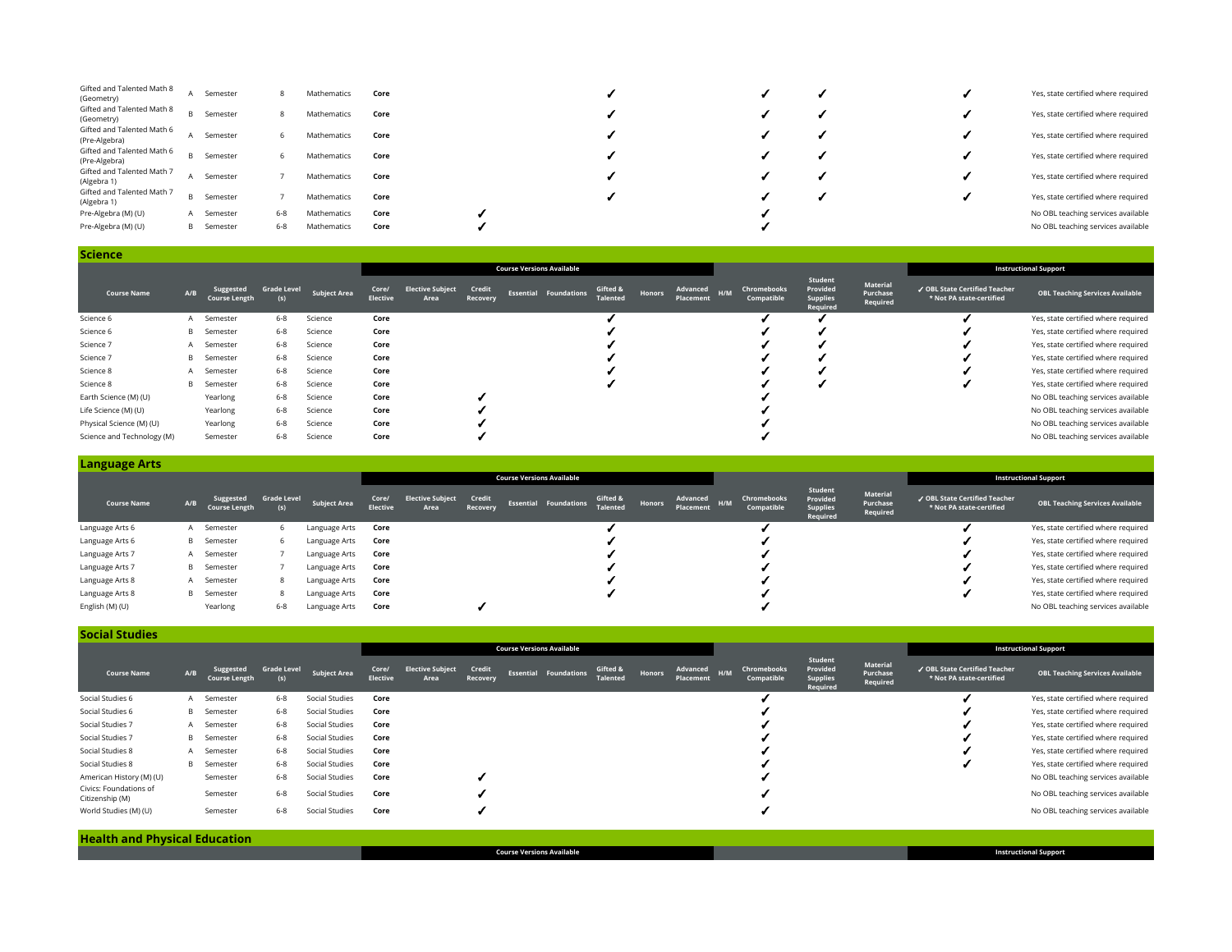| Course Name | A/B | Suggested Course Length | Grade Level (s) | Subject Area | Core/ Elective | Elective Subject Area | Credit Recovery | Essential | Foundations | Gifted & Talented | Honors | Advanced Placement | H/M | Chromebooks Compatible | Student Provided Supplies Required | Material Purchase Required | ✓ OBL State Certified Teacher * Not PA state-certified | OBL Teaching Services Available |
|---|---|---|---|---|---|---|---|---|---|---|---|---|---|---|---|---|---|---|
| Gifted and Talented Math 8 (Geometry) | A | Semester | 8 | Mathematics | Core | | | | | ✓ | | | | ✓ | ✓ | | ✓ | Yes, state certified where required |
| Gifted and Talented Math 8 (Geometry) | B | Semester | 8 | Mathematics | Core | | | | | ✓ | | | | ✓ | ✓ | | ✓ | Yes, state certified where required |
| Gifted and Talented Math 6 (Pre-Algebra) | A | Semester | 6 | Mathematics | Core | | | | | ✓ | | | | ✓ | ✓ | | ✓ | Yes, state certified where required |
| Gifted and Talented Math 6 (Pre-Algebra) | B | Semester | 6 | Mathematics | Core | | | | | ✓ | | | | ✓ | ✓ | | ✓ | Yes, state certified where required |
| Gifted and Talented Math 7 (Algebra 1) | A | Semester | 7 | Mathematics | Core | | | | | ✓ | | | | ✓ | ✓ | | ✓ | Yes, state certified where required |
| Gifted and Talented Math 7 (Algebra 1) | B | Semester | 7 | Mathematics | Core | | | | | ✓ | | | | ✓ | ✓ | | ✓ | Yes, state certified where required |
| Pre-Algebra (M) (U) | A | Semester | 6-8 | Mathematics | Core | | ✓ | | | | | | | ✓ | | | | No OBL teaching services available |
| Pre-Algebra (M) (U) | B | Semester | 6-8 | Mathematics | Core | | ✓ | | | | | | | ✓ | | | | No OBL teaching services available |

## Science

| | | | | | Course Versions Available | | | | | | | | | | | | Instructional Support | |
|---|---|---|---|---|---|---|---|---|---|---|---|---|---|---|---|---|---|---|
| Course Name | A/B | Suggested Course Length | Grade Level (s) | Subject Area | Core/ Elective | Elective Subject Area | Credit Recovery | Essential | Foundations | Gifted & Talented | Honors | Advanced Placement | H/M | Chromebooks Compatible | Student Provided Supplies Required | Material Purchase Required | ✓ OBL State Certified Teacher * Not PA state-certified | OBL Teaching Services Available |
| Science 6 | A | Semester | 6-8 | Science | Core | | | | | ✓ | | | | ✓ | ✓ | | ✓ | Yes, state certified where required |
| Science 6 | B | Semester | 6-8 | Science | Core | | | | | ✓ | | | | ✓ | ✓ | | ✓ | Yes, state certified where required |
| Science 7 | A | Semester | 6-8 | Science | Core | | | | | ✓ | | | | ✓ | ✓ | | ✓ | Yes, state certified where required |
| Science 7 | B | Semester | 6-8 | Science | Core | | | | | ✓ | | | | ✓ | ✓ | | ✓ | Yes, state certified where required |
| Science 8 | A | Semester | 6-8 | Science | Core | | | | | ✓ | | | | ✓ | ✓ | | ✓ | Yes, state certified where required |
| Science 8 | B | Semester | 6-8 | Science | Core | | | | | ✓ | | | | ✓ | ✓ | | ✓ | Yes, state certified where required |
| Earth Science (M) (U) | | Yearlong | 6-8 | Science | Core | | ✓ | | | | | | | ✓ | | | | No OBL teaching services available |
| Life Science (M) (U) | | Yearlong | 6-8 | Science | Core | | ✓ | | | | | | | ✓ | | | | No OBL teaching services available |
| Physical Science (M) (U) | | Yearlong | 6-8 | Science | Core | | ✓ | | | | | | | ✓ | | | | No OBL teaching services available |
| Science and Technology (M) | | Semester | 6-8 | Science | Core | | ✓ | | | | | | | ✓ | | | | No OBL teaching services available |

## Language Arts

| | | | | | Course Versions Available | | | | | | | | | | | | Instructional Support | |
|---|---|---|---|---|---|---|---|---|---|---|---|---|---|---|---|---|---|---|
| Course Name | A/B | Suggested Course Length | Grade Level (s) | Subject Area | Core/ Elective | Elective Subject Area | Credit Recovery | Essential | Foundations | Gifted & Talented | Honors | Advanced Placement | H/M | Chromebooks Compatible | Student Provided Supplies Required | Material Purchase Required | ✓ OBL State Certified Teacher * Not PA state-certified | OBL Teaching Services Available |
| Language Arts 6 | A | Semester | 6 | Language Arts | Core | | | | | ✓ | | | | ✓ | | | ✓ | Yes, state certified where required |
| Language Arts 6 | B | Semester | 6 | Language Arts | Core | | | | | ✓ | | | | ✓ | | | ✓ | Yes, state certified where required |
| Language Arts 7 | A | Semester | 7 | Language Arts | Core | | | | | ✓ | | | | ✓ | | | ✓ | Yes, state certified where required |
| Language Arts 7 | B | Semester | 7 | Language Arts | Core | | | | | ✓ | | | | ✓ | | | ✓ | Yes, state certified where required |
| Language Arts 8 | A | Semester | 8 | Language Arts | Core | | | | | ✓ | | | | ✓ | | | ✓ | Yes, state certified where required |
| Language Arts 8 | B | Semester | 8 | Language Arts | Core | | | | | ✓ | | | | ✓ | | | ✓ | Yes, state certified where required |
| English (M) (U) | | Yearlong | 6-8 | Language Arts | Core | | ✓ | | | | | | | ✓ | | | | No OBL teaching services available |

## Social Studies

| | | | | | Course Versions Available | | | | | | | | | | | | Instructional Support | |
|---|---|---|---|---|---|---|---|---|---|---|---|---|---|---|---|---|---|---|
| Course Name | A/B | Suggested Course Length | Grade Level (s) | Subject Area | Core/ Elective | Elective Subject Area | Credit Recovery | Essential | Foundations | Gifted & Talented | Honors | Advanced Placement | H/M | Chromebooks Compatible | Student Provided Supplies Required | Material Purchase Required | ✓ OBL State Certified Teacher * Not PA state-certified | OBL Teaching Services Available |
| Social Studies 6 | A | Semester | 6-8 | Social Studies | Core | | | | | | | | | ✓ | | | ✓ | Yes, state certified where required |
| Social Studies 6 | B | Semester | 6-8 | Social Studies | Core | | | | | | | | | ✓ | | | ✓ | Yes, state certified where required |
| Social Studies 7 | A | Semester | 6-8 | Social Studies | Core | | | | | | | | | ✓ | | | ✓ | Yes, state certified where required |
| Social Studies 7 | B | Semester | 6-8 | Social Studies | Core | | | | | | | | | ✓ | | | ✓ | Yes, state certified where required |
| Social Studies 8 | A | Semester | 6-8 | Social Studies | Core | | | | | | | | | ✓ | | | ✓ | Yes, state certified where required |
| Social Studies 8 | B | Semester | 6-8 | Social Studies | Core | | | | | | | | | ✓ | | | ✓ | Yes, state certified where required |
| American History (M) (U) | | Semester | 6-8 | Social Studies | Core | | ✓ | | | | | | | ✓ | | | | No OBL teaching services available |
| Civics: Foundations of Citizenship (M) | | Semester | 6-8 | Social Studies | Core | | ✓ | | | | | | | ✓ | | | | No OBL teaching services available |
| World Studies (M) (U) | | Semester | 6-8 | Social Studies | Core | | ✓ | | | | | | | ✓ | | | | No OBL teaching services available |

## Health and Physical Education

| | | | | | Course Versions Available | | | | | | | | | | | | Instructional Support | |
|---|---|---|---|---|---|---|---|---|---|---|---|---|---|---|---|---|---|---|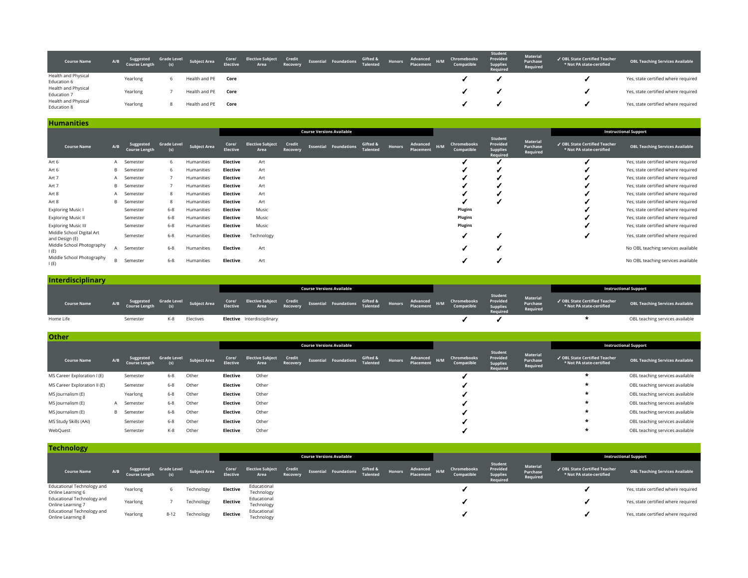| Course Name | A/B | Suggested Course Length | Grade Level (s) | Subject Area | Core/ Elective | Elective Subject Area | Credit Recovery | Essential | Foundations | Gifted & Talented | Honors | Advanced Placement | H/M | Chromebooks Compatible | Student Provided Supplies Required | Material Purchase Required | ✓ OBL State Certified Teacher * Not PA state-certified | OBL Teaching Services Available |
|---|---|---|---|---|---|---|---|---|---|---|---|---|---|---|---|---|---|---|
| Health and Physical Education 6 | | Yearlong | 6 | Health and PE | **Core** | | | | | | | | | ✓ | ✓ | | ✓ | Yes, state certified where required |
| Health and Physical Education 7 | | Yearlong | 7 | Health and PE | **Core** | | | | | | | | | ✓ | ✓ | | ✓ | Yes, state certified where required |
| Health and Physical Education 8 | | Yearlong | 8 | Health and PE | **Core** | | | | | | | | | ✓ | ✓ | | ✓ | Yes, state certified where required |

## Humanities

| | | | | | Course Versions Available | | | | | | | | | | | | Instructional Support | |
|---|---|---|---|---|---|---|---|---|---|---|---|---|---|---|---|---|---|---|
| **Course Name** | **A/B** | **Suggested Course Length** | **Grade Level (s)** | **Subject Area** | **Core/ Elective** | **Elective Subject Area** | **Credit Recovery** | **Essential** | **Foundations** | **Gifted & Talented** | **Honors** | **Advanced Placement** | **H/M** | **Chromebooks Compatible** | **Student Provided Supplies Required** | **Material Purchase Required** | **✓ OBL State Certified Teacher * Not PA state-certified** | **OBL Teaching Services Available** |
| Art 6 | A | Semester | 6 | Humanities | **Elective** | Art | | | | | | | | ✓ | ✓ | | ✓ | Yes, state certified where required |
| Art 6 | B | Semester | 6 | Humanities | **Elective** | Art | | | | | | | | ✓ | ✓ | | ✓ | Yes, state certified where required |
| Art 7 | A | Semester | 7 | Humanities | **Elective** | Art | | | | | | | | ✓ | ✓ | | ✓ | Yes, state certified where required |
| Art 7 | B | Semester | 7 | Humanities | **Elective** | Art | | | | | | | | ✓ | ✓ | | ✓ | Yes, state certified where required |
| Art 8 | A | Semester | 8 | Humanities | **Elective** | Art | | | | | | | | ✓ | ✓ | | ✓ | Yes, state certified where required |
| Art 8 | B | Semester | 8 | Humanities | **Elective** | Art | | | | | | | | ✓ | ✓ | | ✓ | Yes, state certified where required |
| Exploring Music I | | Semester | 6-8 | Humanities | **Elective** | Music | | | | | | | | **Plugins** | | | ✓ | Yes, state certified where required |
| Exploring Music II | | Semester | 6-8 | Humanities | **Elective** | Music | | | | | | | | **Plugins** | | | ✓ | Yes, state certified where required |
| Exploring Music III | | Semester | 6-8 | Humanities | **Elective** | Music | | | | | | | | **Plugins** | | | ✓ | Yes, state certified where required |
| Middle School Digital Art and Design (E) | | Semester | 6-8 | Humanities | **Elective** | Technology | | | | | | | | ✓ | ✓ | | ✓ | Yes, state certified where required |
| Middle School Photography I (E) | A | Semester | 6-8 | Humanities | **Elective** | Art | | | | | | | | ✓ | ✓ | | | No OBL teaching services available |
| Middle School Photography I (E) | B | Semester | 6-8 | Humanities | **Elective** | Art | | | | | | | | ✓ | ✓ | | | No OBL teaching services available |

## Interdisciplinary

| | | | | | Course Versions Available | | | | | | | | | | | | Instructional Support | |
|---|---|---|---|---|---|---|---|---|---|---|---|---|---|---|---|---|---|---|
| **Course Name** | **A/B** | **Suggested Course Length** | **Grade Level (s)** | **Subject Area** | **Core/ Elective** | **Elective Subject Area** | **Credit Recovery** | **Essential** | **Foundations** | **Gifted & Talented** | **Honors** | **Advanced Placement** | **H/M** | **Chromebooks Compatible** | **Student Provided Supplies Required** | **Material Purchase Required** | **✓ OBL State Certified Teacher * Not PA state-certified** | **OBL Teaching Services Available** |
| Home Life | | Semester | K-8 | Electives | **Elective** | Interdisciplinary | | | | | | | | ✓ | ✓ | | * | OBL teaching services available |

## Other

| | | | | | Course Versions Available | | | | | | | | | | | | Instructional Support | |
|---|---|---|---|---|---|---|---|---|---|---|---|---|---|---|---|---|---|---|
| **Course Name** | **A/B** | **Suggested Course Length** | **Grade Level (s)** | **Subject Area** | **Core/ Elective** | **Elective Subject Area** | **Credit Recovery** | **Essential** | **Foundations** | **Gifted & Talented** | **Honors** | **Advanced Placement** | **H/M** | **Chromebooks Compatible** | **Student Provided Supplies Required** | **Material Purchase Required** | **✓ OBL State Certified Teacher * Not PA state-certified** | **OBL Teaching Services Available** |
| MS Career Exploration I (E) | | Semester | 6-8 | Other | **Elective** | Other | | | | | | | | ✓ | | | * | OBL teaching services available |
| MS Career Exploration II (E) | | Semester | 6-8 | Other | **Elective** | Other | | | | | | | | ✓ | | | * | OBL teaching services available |
| MS Journalism (E) | | Yearlong | 6-8 | Other | **Elective** | Other | | | | | | | | ✓ | | | * | OBL teaching services available |
| MS Journalism (E) | A | Semester | 6-8 | Other | **Elective** | Other | | | | | | | | ✓ | | | * | OBL teaching services available |
| MS Journalism (E) | B | Semester | 6-8 | Other | **Elective** | Other | | | | | | | | ✓ | | | * | OBL teaching services available |
| MS Study Skills (AAI) | | Semester | 6-8 | Other | **Elective** | Other | | | | | | | | ✓ | | | * | OBL teaching services available |
| WebQuest | | Semester | K-8 | Other | **Elective** | Other | | | | | | | | ✓ | | | * | OBL teaching services available |

## Technology

| | | | | | Course Versions Available | | | | | | | | | | | | Instructional Support | |
|---|---|---|---|---|---|---|---|---|---|---|---|---|---|---|---|---|---|---|
| **Course Name** | **A/B** | **Suggested Course Length** | **Grade Level (s)** | **Subject Area** | **Core/ Elective** | **Elective Subject Area** | **Credit Recovery** | **Essential** | **Foundations** | **Gifted & Talented** | **Honors** | **Advanced Placement** | **H/M** | **Chromebooks Compatible** | **Student Provided Supplies Required** | **Material Purchase Required** | **✓ OBL State Certified Teacher * Not PA state-certified** | **OBL Teaching Services Available** |
| Educational Technology and Online Learning 6 | | Yearlong | 6 | Technology | **Elective** | Educational Technology | | | | | | | | ✓ | | | ✓ | Yes, state certified where required |
| Educational Technology and Online Learning 7 | | Yearlong | 7 | Technology | **Elective** | Educational Technology | | | | | | | | ✓ | | | ✓ | Yes, state certified where required |
| Educational Technology and Online Learning 8 | | Yearlong | 8-12 | Technology | **Elective** | Educational Technology | | | | | | | | ✓ | | | ✓ | Yes, state certified where required |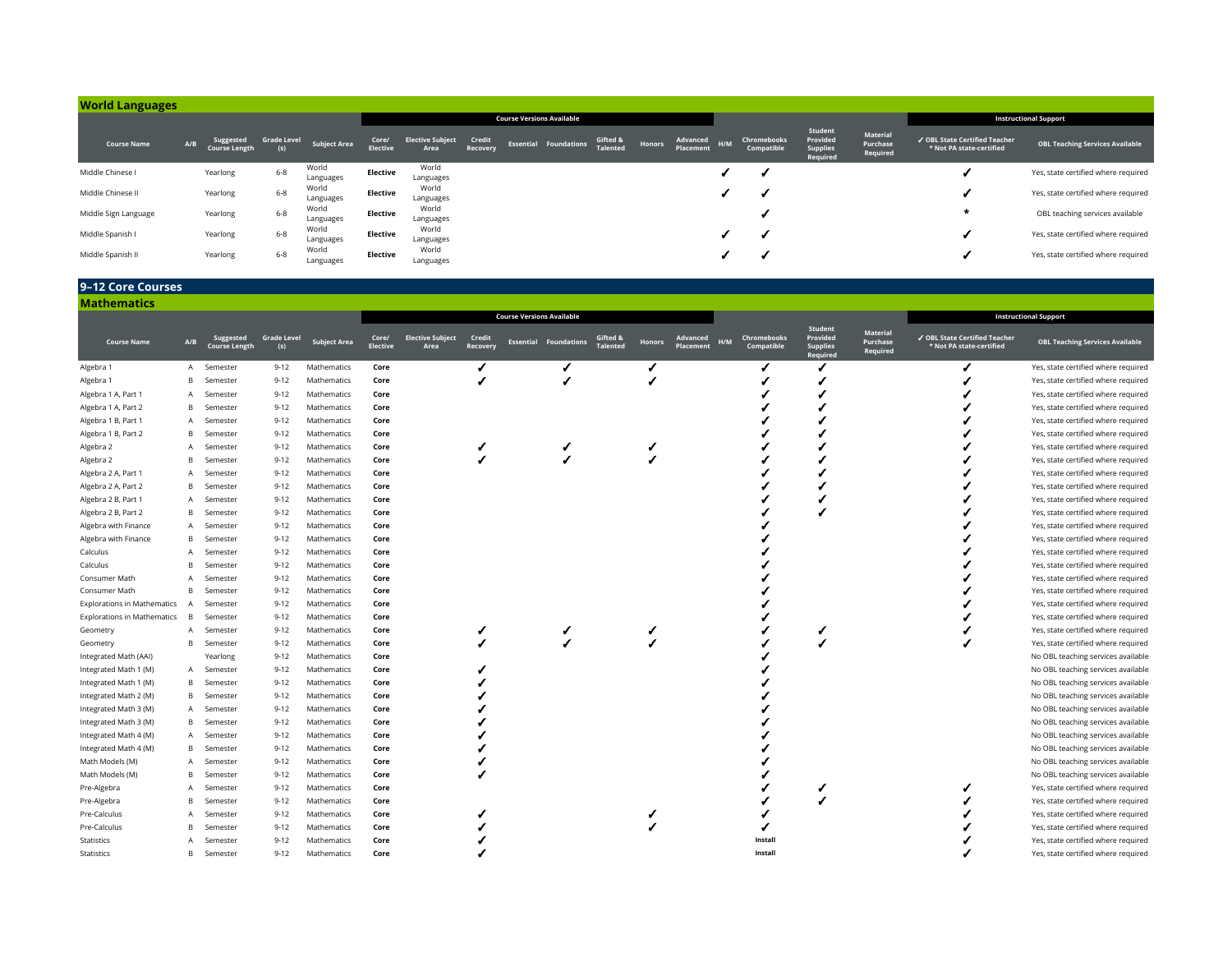## World Languages

| Course Name | A/B | Suggested Course Length | Grade Level (s) | Subject Area | Core/ Elective | Elective Subject Area | Credit Recovery | Essential | Foundations | Gifted & Talented | Honors | Advanced Placement | H/M | Chromebooks Compatible | Student Provided Supplies Required | Material Purchase Required | ✓ OBL State Certified Teacher * Not PA state-certified | OBL Teaching Services Available |
|---|---|---|---|---|---|---|---|---|---|---|---|---|---|---|---|---|---|---|
| | | | | | Course Versions Available | | | | | | | | | | | | Instructional Support | |
| Middle Chinese I | | Yearlong | 6-8 | World Languages | **Elective** | World Languages | | | | | | | ✓ | ✓ | | | ✓ | Yes, state certified where required |
| Middle Chinese II | | Yearlong | 6-8 | World Languages | **Elective** | World Languages | | | | | | | ✓ | ✓ | | | ✓ | Yes, state certified where required |
| Middle Sign Language | | Yearlong | 6-8 | World Languages | **Elective** | World Languages | | | | | | | | ✓ | | | * | OBL teaching services available |
| Middle Spanish I | | Yearlong | 6-8 | World Languages | **Elective** | World Languages | | | | | | | ✓ | ✓ | | | ✓ | Yes, state certified where required |
| Middle Spanish II | | Yearlong | 6-8 | World Languages | **Elective** | World Languages | | | | | | | ✓ | ✓ | | | ✓ | Yes, state certified where required |

## 9–12 Core Courses

### Mathematics

| Course Name | A/B | Suggested Course Length | Grade Level (s) | Subject Area | Core/ Elective | Elective Subject Area | Credit Recovery | Essential | Foundations | Gifted & Talented | Honors | Advanced Placement | H/M | Chromebooks Compatible | Student Provided Supplies Required | Material Purchase Required | ✓ OBL State Certified Teacher * Not PA state-certified | OBL Teaching Services Available |
|---|---|---|---|---|---|---|---|---|---|---|---|---|---|---|---|---|---|---|
| | | | | | Course Versions Available | | | | | | | | | | | | Instructional Support | |
| Algebra 1 | A | Semester | 9-12 | Mathematics | **Core** | | ✓ | | ✓ | | ✓ | | | ✓ | ✓ | | ✓ | Yes, state certified where required |
| Algebra 1 | B | Semester | 9-12 | Mathematics | **Core** | | ✓ | | ✓ | | ✓ | | | ✓ | ✓ | | ✓ | Yes, state certified where required |
| Algebra 1 A, Part 1 | A | Semester | 9-12 | Mathematics | **Core** | | | | | | | | | ✓ | ✓ | | ✓ | Yes, state certified where required |
| Algebra 1 A, Part 2 | B | Semester | 9-12 | Mathematics | **Core** | | | | | | | | | ✓ | ✓ | | ✓ | Yes, state certified where required |
| Algebra 1 B, Part 1 | A | Semester | 9-12 | Mathematics | **Core** | | | | | | | | | ✓ | ✓ | | ✓ | Yes, state certified where required |
| Algebra 1 B, Part 2 | B | Semester | 9-12 | Mathematics | **Core** | | | | | | | | | ✓ | ✓ | | ✓ | Yes, state certified where required |
| Algebra 2 | A | Semester | 9-12 | Mathematics | **Core** | | ✓ | | ✓ | | ✓ | | | ✓ | ✓ | | ✓ | Yes, state certified where required |
| Algebra 2 | B | Semester | 9-12 | Mathematics | **Core** | | ✓ | | ✓ | | ✓ | | | ✓ | ✓ | | ✓ | Yes, state certified where required |
| Algebra 2 A, Part 1 | A | Semester | 9-12 | Mathematics | **Core** | | | | | | | | | ✓ | ✓ | | ✓ | Yes, state certified where required |
| Algebra 2 A, Part 2 | B | Semester | 9-12 | Mathematics | **Core** | | | | | | | | | ✓ | ✓ | | ✓ | Yes, state certified where required |
| Algebra 2 B, Part 1 | A | Semester | 9-12 | Mathematics | **Core** | | | | | | | | | ✓ | ✓ | | ✓ | Yes, state certified where required |
| Algebra 2 B, Part 2 | B | Semester | 9-12 | Mathematics | **Core** | | | | | | | | | ✓ | ✓ | | ✓ | Yes, state certified where required |
| Algebra with Finance | A | Semester | 9-12 | Mathematics | **Core** | | | | | | | | | ✓ | | | ✓ | Yes, state certified where required |
| Algebra with Finance | B | Semester | 9-12 | Mathematics | **Core** | | | | | | | | | ✓ | | | ✓ | Yes, state certified where required |
| Calculus | A | Semester | 9-12 | Mathematics | **Core** | | | | | | | | | ✓ | | | ✓ | Yes, state certified where required |
| Calculus | B | Semester | 9-12 | Mathematics | **Core** | | | | | | | | | ✓ | | | ✓ | Yes, state certified where required |
| Consumer Math | A | Semester | 9-12 | Mathematics | **Core** | | | | | | | | | ✓ | | | ✓ | Yes, state certified where required |
| Consumer Math | B | Semester | 9-12 | Mathematics | **Core** | | | | | | | | | ✓ | | | ✓ | Yes, state certified where required |
| Explorations in Mathematics | A | Semester | 9-12 | Mathematics | **Core** | | | | | | | | | ✓ | | | ✓ | Yes, state certified where required |
| Explorations in Mathematics | B | Semester | 9-12 | Mathematics | **Core** | | | | | | | | | ✓ | | | ✓ | Yes, state certified where required |
| Geometry | A | Semester | 9-12 | Mathematics | **Core** | | ✓ | | ✓ | | ✓ | | | ✓ | ✓ | | ✓ | Yes, state certified where required |
| Geometry | B | Semester | 9-12 | Mathematics | **Core** | | ✓ | | ✓ | | ✓ | | | ✓ | ✓ | | ✓ | Yes, state certified where required |
| Integrated Math (AAI) | | Yearlong | 9-12 | Mathematics | **Core** | | | | | | | | | ✓ | | | | No OBL teaching services available |
| Integrated Math 1 (M) | A | Semester | 9-12 | Mathematics | **Core** | | ✓ | | | | | | | ✓ | | | | No OBL teaching services available |
| Integrated Math 1 (M) | B | Semester | 9-12 | Mathematics | **Core** | | ✓ | | | | | | | ✓ | | | | No OBL teaching services available |
| Integrated Math 2 (M) | B | Semester | 9-12 | Mathematics | **Core** | | ✓ | | | | | | | ✓ | | | | No OBL teaching services available |
| Integrated Math 3 (M) | A | Semester | 9-12 | Mathematics | **Core** | | ✓ | | | | | | | ✓ | | | | No OBL teaching services available |
| Integrated Math 3 (M) | B | Semester | 9-12 | Mathematics | **Core** | | ✓ | | | | | | | ✓ | | | | No OBL teaching services available |
| Integrated Math 4 (M) | A | Semester | 9-12 | Mathematics | **Core** | | ✓ | | | | | | | ✓ | | | | No OBL teaching services available |
| Integrated Math 4 (M) | B | Semester | 9-12 | Mathematics | **Core** | | ✓ | | | | | | | ✓ | | | | No OBL teaching services available |
| Math Models (M) | A | Semester | 9-12 | Mathematics | **Core** | | ✓ | | | | | | | ✓ | | | | No OBL teaching services available |
| Math Models (M) | B | Semester | 9-12 | Mathematics | **Core** | | ✓ | | | | | | | ✓ | | | | No OBL teaching services available |
| Pre-Algebra | A | Semester | 9-12 | Mathematics | **Core** | | | | | | | | | ✓ | ✓ | | ✓ | Yes, state certified where required |
| Pre-Algebra | B | Semester | 9-12 | Mathematics | **Core** | | | | | | | | | ✓ | ✓ | | ✓ | Yes, state certified where required |
| Pre-Calculus | A | Semester | 9-12 | Mathematics | **Core** | | ✓ | | | | ✓ | | | ✓ | | | ✓ | Yes, state certified where required |
| Pre-Calculus | B | Semester | 9-12 | Mathematics | **Core** | | ✓ | | | | ✓ | | | ✓ | | | ✓ | Yes, state certified where required |
| Statistics | A | Semester | 9-12 | Mathematics | **Core** | | ✓ | | | | | | | **Install** | | | ✓ | Yes, state certified where required |
| Statistics | B | Semester | 9-12 | Mathematics | **Core** | | ✓ | | | | | | | **Install** | | | ✓ | Yes, state certified where required |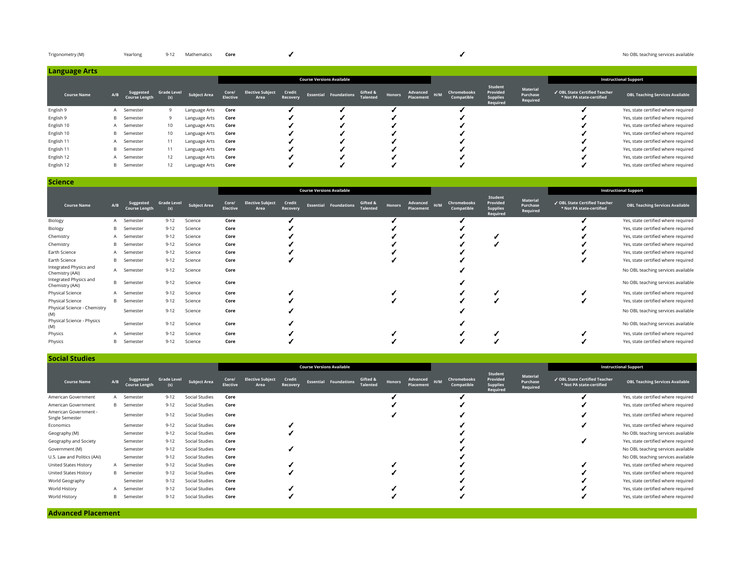| Course Name | A/B | Suggested Course Length | Grade Level (s) | Subject Area | Core/ Elective | Elective Subject Area | Credit Recovery | Essential | Foundations | Gifted & Talented | Honors | Advanced Placement | H/M | Chromebooks Compatible | Student Provided Supplies Required | Material Purchase Required | ✓ OBL State Certified Teacher * Not PA state-certified | OBL Teaching Services Available |
|---|---|---|---|---|---|---|---|---|---|---|---|---|---|---|---|---|---|---|
| Trigonometry (M) | | Yearlong | 9-12 | Mathematics | **Core** | | ✓ | | | | | | | ✓ | | | | No OBL teaching services available |

## Language Arts

| | | | | | Course Versions Available | | | | | | | | | | | | Instructional Support | |
|---|---|---|---|---|---|---|---|---|---|---|---|---|---|---|---|---|---|---|
| **Course Name** | **A/B** | **Suggested Course Length** | **Grade Level (s)** | **Subject Area** | **Core/ Elective** | **Elective Subject Area** | **Credit Recovery** | **Essential** | **Foundations** | **Gifted & Talented** | **Honors** | **Advanced Placement** | **H/M** | **Chromebooks Compatible** | **Student Provided Supplies Required** | **Material Purchase Required** | **✓ OBL State Certified Teacher * Not PA state-certified** | **OBL Teaching Services Available** |
| English 9 | A | Semester | 9 | Language Arts | **Core** | | ✓ | | ✓ | | ✓ | | | ✓ | | | ✓ | Yes, state certified where required |
| English 9 | B | Semester | 9 | Language Arts | **Core** | | ✓ | | ✓ | | ✓ | | | ✓ | | | ✓ | Yes, state certified where required |
| English 10 | A | Semester | 10 | Language Arts | **Core** | | ✓ | | ✓ | | ✓ | | | ✓ | | | ✓ | Yes, state certified where required |
| English 10 | B | Semester | 10 | Language Arts | **Core** | | ✓ | | ✓ | | ✓ | | | ✓ | | | ✓ | Yes, state certified where required |
| English 11 | A | Semester | 11 | Language Arts | **Core** | | ✓ | | ✓ | | ✓ | | | ✓ | | | ✓ | Yes, state certified where required |
| English 11 | B | Semester | 11 | Language Arts | **Core** | | ✓ | | ✓ | | ✓ | | | ✓ | | | ✓ | Yes, state certified where required |
| English 12 | A | Semester | 12 | Language Arts | **Core** | | ✓ | | ✓ | | ✓ | | | ✓ | | | ✓ | Yes, state certified where required |
| English 12 | B | Semester | 12 | Language Arts | **Core** | | ✓ | | ✓ | | ✓ | | | ✓ | | | ✓ | Yes, state certified where required |

## Science

| | | | | | Course Versions Available | | | | | | | | | | | | Instructional Support | |
|---|---|---|---|---|---|---|---|---|---|---|---|---|---|---|---|---|---|---|
| **Course Name** | **A/B** | **Suggested Course Length** | **Grade Level (s)** | **Subject Area** | **Core/ Elective** | **Elective Subject Area** | **Credit Recovery** | **Essential** | **Foundations** | **Gifted & Talented** | **Honors** | **Advanced Placement** | **H/M** | **Chromebooks Compatible** | **Student Provided Supplies Required** | **Material Purchase Required** | **✓ OBL State Certified Teacher * Not PA state-certified** | **OBL Teaching Services Available** |
| Biology | A | Semester | 9-12 | Science | **Core** | | ✓ | | | | ✓ | | | ✓ | | | ✓ | Yes, state certified where required |
| Biology | B | Semester | 9-12 | Science | **Core** | | ✓ | | | | ✓ | | | ✓ | | | ✓ | Yes, state certified where required |
| Chemistry | A | Semester | 9-12 | Science | **Core** | | ✓ | | | | ✓ | | | ✓ | ✓ | | ✓ | Yes, state certified where required |
| Chemistry | B | Semester | 9-12 | Science | **Core** | | ✓ | | | | ✓ | | | ✓ | ✓ | | ✓ | Yes, state certified where required |
| Earth Science | A | Semester | 9-12 | Science | **Core** | | ✓ | | | | ✓ | | | ✓ | | | ✓ | Yes, state certified where required |
| Earth Science | B | Semester | 9-12 | Science | **Core** | | ✓ | | | | ✓ | | | ✓ | | | ✓ | Yes, state certified where required |
| Integrated Physics and Chemistry (AAI) | A | Semester | 9-12 | Science | **Core** | | | | | | | | | ✓ | | | | No OBL teaching services available |
| Integrated Physics and Chemistry (AAI) | B | Semester | 9-12 | Science | **Core** | | | | | | | | | ✓ | | | | No OBL teaching services available |
| Physical Science | A | Semester | 9-12 | Science | **Core** | | ✓ | | | | ✓ | | | ✓ | ✓ | | ✓ | Yes, state certified where required |
| Physical Science | B | Semester | 9-12 | Science | **Core** | | ✓ | | | | ✓ | | | ✓ | ✓ | | ✓ | Yes, state certified where required |
| Physical Science - Chemistry (M) | | Semester | 9-12 | Science | **Core** | | ✓ | | | | | | | ✓ | | | | No OBL teaching services available |
| Physical Science - Physics (M) | | Semester | 9-12 | Science | **Core** | | ✓ | | | | | | | ✓ | | | | No OBL teaching services available |
| Physics | A | Semester | 9-12 | Science | **Core** | | ✓ | | | | ✓ | | | ✓ | ✓ | | ✓ | Yes, state certified where required |
| Physics | B | Semester | 9-12 | Science | **Core** | | ✓ | | | | ✓ | | | ✓ | ✓ | | ✓ | Yes, state certified where required |

## Social Studies

| | | | | | Course Versions Available | | | | | | | | | | | | Instructional Support | |
|---|---|---|---|---|---|---|---|---|---|---|---|---|---|---|---|---|---|---|
| **Course Name** | **A/B** | **Suggested Course Length** | **Grade Level (s)** | **Subject Area** | **Core/ Elective** | **Elective Subject Area** | **Credit Recovery** | **Essential** | **Foundations** | **Gifted & Talented** | **Honors** | **Advanced Placement** | **H/M** | **Chromebooks Compatible** | **Student Provided Supplies Required** | **Material Purchase Required** | **✓ OBL State Certified Teacher * Not PA state-certified** | **OBL Teaching Services Available** |
| American Government | A | Semester | 9-12 | Social Studies | **Core** | | | | | | ✓ | | | ✓ | | | ✓ | Yes, state certified where required |
| American Government | B | Semester | 9-12 | Social Studies | **Core** | | | | | | ✓ | | | ✓ | | | ✓ | Yes, state certified where required |
| American Government - Single Semester | | Semester | 9-12 | Social Studies | **Core** | | | | | | ✓ | | | ✓ | | | ✓ | Yes, state certified where required |
| Economics | | Semester | 9-12 | Social Studies | **Core** | | ✓ | | | | | | | ✓ | | | ✓ | Yes, state certified where required |
| Geography (M) | | Semester | 9-12 | Social Studies | **Core** | | ✓ | | | | | | | ✓ | | | | No OBL teaching services available |
| Geography and Society | | Semester | 9-12 | Social Studies | **Core** | | | | | | | | | ✓ | | | ✓ | Yes, state certified where required |
| Government (M) | | Semester | 9-12 | Social Studies | **Core** | | ✓ | | | | | | | ✓ | | | | No OBL teaching services available |
| U.S. Law and Politics (AAI) | | Semester | 9-12 | Social Studies | **Core** | | | | | | | | | ✓ | | | | No OBL teaching services available |
| United States History | A | Semester | 9-12 | Social Studies | **Core** | | ✓ | | | | ✓ | | | ✓ | | | ✓ | Yes, state certified where required |
| United States History | B | Semester | 9-12 | Social Studies | **Core** | | ✓ | | | | ✓ | | | ✓ | | | ✓ | Yes, state certified where required |
| World Geography | | Semester | 9-12 | Social Studies | **Core** | | | | | | | | | ✓ | | | ✓ | Yes, state certified where required |
| World History | A | Semester | 9-12 | Social Studies | **Core** | | ✓ | | | | ✓ | | | ✓ | | | ✓ | Yes, state certified where required |
| World History | B | Semester | 9-12 | Social Studies | **Core** | | ✓ | | | | ✓ | | | ✓ | | | ✓ | Yes, state certified where required |

## Advanced Placement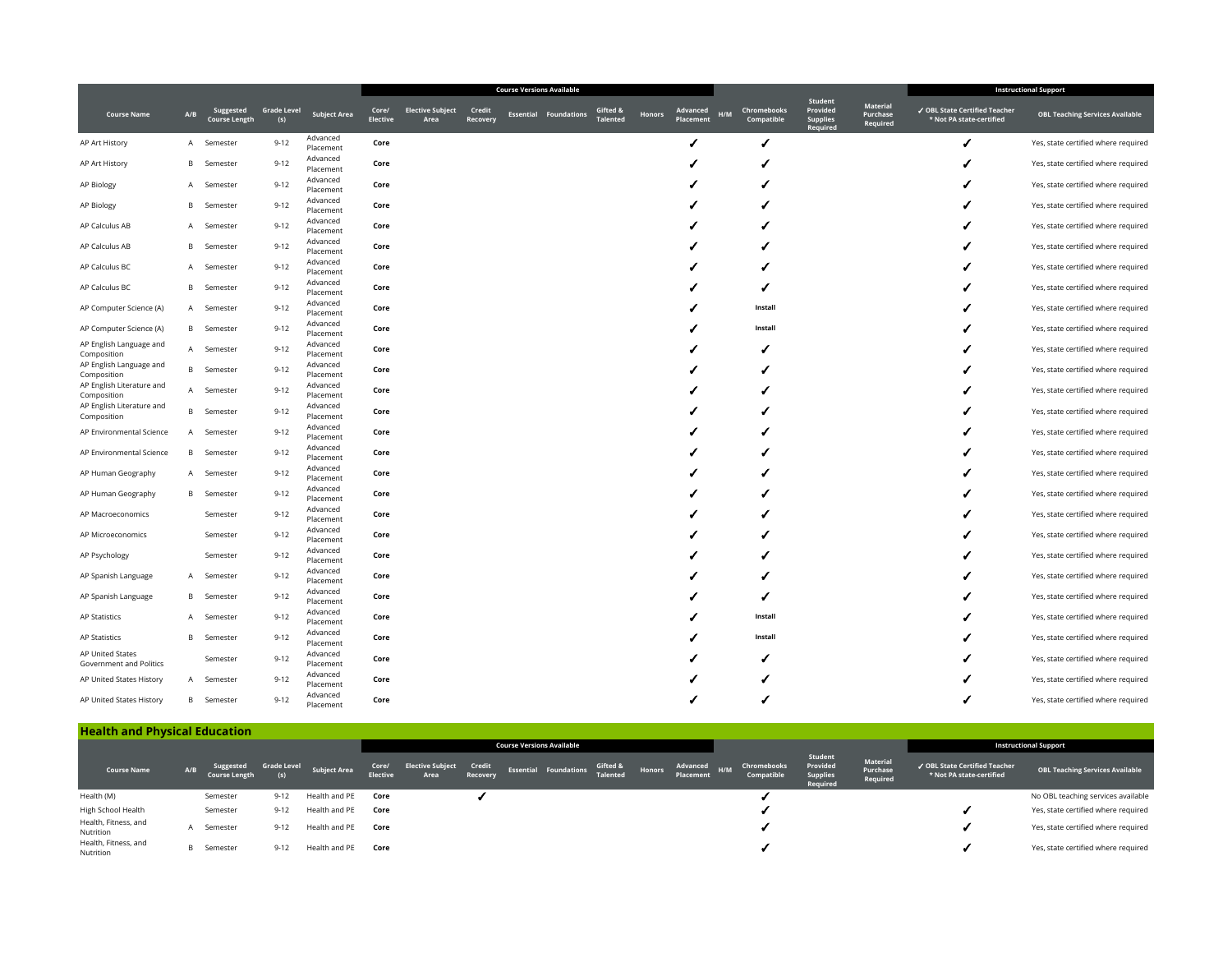| | | | | | Course Versions Available | | | | | | | | | | | | Instructional Support | |
|---|---|---|---|---|---|---|---|---|---|---|---|---|---|---|---|---|---|---|
| Course Name | A/B | Suggested Course Length | Grade Level (s) | Subject Area | Core/ Elective | Elective Subject Area | Credit Recovery | Essential | Foundations | Gifted & Talented | Honors | Advanced Placement | H/M | Chromebooks Compatible | Student Provided Supplies Required | Material Purchase Required | ✓ OBL State Certified Teacher * Not PA state-certified | OBL Teaching Services Available |
| AP Art History | A | Semester | 9-12 | Advanced Placement | Core | | | | | | | ✓ | | ✓ | | | ✓ | Yes, state certified where required |
| AP Art History | B | Semester | 9-12 | Advanced Placement | Core | | | | | | | ✓ | | ✓ | | | ✓ | Yes, state certified where required |
| AP Biology | A | Semester | 9-12 | Advanced Placement | Core | | | | | | | ✓ | | ✓ | | | ✓ | Yes, state certified where required |
| AP Biology | B | Semester | 9-12 | Advanced Placement | Core | | | | | | | ✓ | | ✓ | | | ✓ | Yes, state certified where required |
| AP Calculus AB | A | Semester | 9-12 | Advanced Placement | Core | | | | | | | ✓ | | ✓ | | | ✓ | Yes, state certified where required |
| AP Calculus AB | B | Semester | 9-12 | Advanced Placement | Core | | | | | | | ✓ | | ✓ | | | ✓ | Yes, state certified where required |
| AP Calculus BC | A | Semester | 9-12 | Advanced Placement | Core | | | | | | | ✓ | | ✓ | | | ✓ | Yes, state certified where required |
| AP Calculus BC | B | Semester | 9-12 | Advanced Placement | Core | | | | | | | ✓ | | ✓ | | | ✓ | Yes, state certified where required |
| AP Computer Science (A) | A | Semester | 9-12 | Advanced Placement | Core | | | | | | | ✓ | | Install | | | ✓ | Yes, state certified where required |
| AP Computer Science (A) | B | Semester | 9-12 | Advanced Placement | Core | | | | | | | ✓ | | Install | | | ✓ | Yes, state certified where required |
| AP English Language and Composition | A | Semester | 9-12 | Advanced Placement | Core | | | | | | | ✓ | | ✓ | | | ✓ | Yes, state certified where required |
| AP English Language and Composition | B | Semester | 9-12 | Advanced Placement | Core | | | | | | | ✓ | | ✓ | | | ✓ | Yes, state certified where required |
| AP English Literature and Composition | A | Semester | 9-12 | Advanced Placement | Core | | | | | | | ✓ | | ✓ | | | ✓ | Yes, state certified where required |
| AP English Literature and Composition | B | Semester | 9-12 | Advanced Placement | Core | | | | | | | ✓ | | ✓ | | | ✓ | Yes, state certified where required |
| AP Environmental Science | A | Semester | 9-12 | Advanced Placement | Core | | | | | | | ✓ | | ✓ | | | ✓ | Yes, state certified where required |
| AP Environmental Science | B | Semester | 9-12 | Advanced Placement | Core | | | | | | | ✓ | | ✓ | | | ✓ | Yes, state certified where required |
| AP Human Geography | A | Semester | 9-12 | Advanced Placement | Core | | | | | | | ✓ | | ✓ | | | ✓ | Yes, state certified where required |
| AP Human Geography | B | Semester | 9-12 | Advanced Placement | Core | | | | | | | ✓ | | ✓ | | | ✓ | Yes, state certified where required |
| AP Macroeconomics | | Semester | 9-12 | Advanced Placement | Core | | | | | | | ✓ | | ✓ | | | ✓ | Yes, state certified where required |
| AP Microeconomics | | Semester | 9-12 | Advanced Placement | Core | | | | | | | ✓ | | ✓ | | | ✓ | Yes, state certified where required |
| AP Psychology | | Semester | 9-12 | Advanced Placement | Core | | | | | | | ✓ | | ✓ | | | ✓ | Yes, state certified where required |
| AP Spanish Language | A | Semester | 9-12 | Advanced Placement | Core | | | | | | | ✓ | | ✓ | | | ✓ | Yes, state certified where required |
| AP Spanish Language | B | Semester | 9-12 | Advanced Placement | Core | | | | | | | ✓ | | ✓ | | | ✓ | Yes, state certified where required |
| AP Statistics | A | Semester | 9-12 | Advanced Placement | Core | | | | | | | ✓ | | Install | | | ✓ | Yes, state certified where required |
| AP Statistics | B | Semester | 9-12 | Advanced Placement | Core | | | | | | | ✓ | | Install | | | ✓ | Yes, state certified where required |
| AP United States Government and Politics | | Semester | 9-12 | Advanced Placement | Core | | | | | | | ✓ | | ✓ | | | ✓ | Yes, state certified where required |
| AP United States History | A | Semester | 9-12 | Advanced Placement | Core | | | | | | | ✓ | | ✓ | | | ✓ | Yes, state certified where required |
| AP United States History | B | Semester | 9-12 | Advanced Placement | Core | | | | | | | ✓ | | ✓ | | | ✓ | Yes, state certified where required |

## Health and Physical Education

| | | | | | Course Versions Available | | | | | | | | | | | | Instructional Support | |
|---|---|---|---|---|---|---|---|---|---|---|---|---|---|---|---|---|---|---|
| Course Name | A/B | Suggested Course Length | Grade Level (s) | Subject Area | Core/ Elective | Elective Subject Area | Credit Recovery | Essential | Foundations | Gifted & Talented | Honors | Advanced Placement | H/M | Chromebooks Compatible | Student Provided Supplies Required | Material Purchase Required | ✓ OBL State Certified Teacher * Not PA state-certified | OBL Teaching Services Available |
| Health (M) | | Semester | 9-12 | Health and PE | Core | | ✓ | | | | | | | ✓ | | | | No OBL teaching services available |
| High School Health | | Semester | 9-12 | Health and PE | Core | | | | | | | | | ✓ | | | ✓ | Yes, state certified where required |
| Health, Fitness, and Nutrition | A | Semester | 9-12 | Health and PE | Core | | | | | | | | | ✓ | | | ✓ | Yes, state certified where required |
| Health, Fitness, and Nutrition | B | Semester | 9-12 | Health and PE | Core | | | | | | | | | ✓ | | | ✓ | Yes, state certified where required |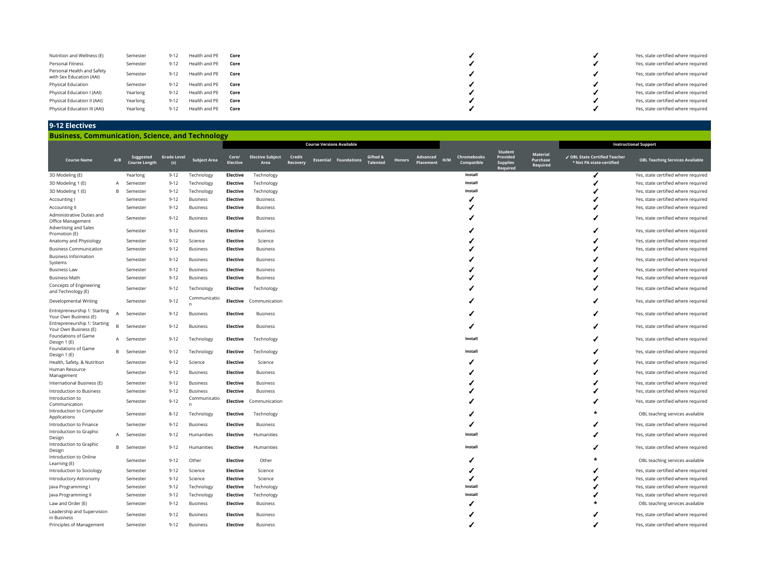| Course Name | A/B | Suggested Course Length | Grade Level (s) | Subject Area | Core/ Elective | Elective Subject Area | Credit Recovery | Essential | Foundations | Gifted & Talented | Honors | Advanced Placement | H/M | Chromebooks Compatible | Student Provided Supplies Required | Material Purchase Required | ✓ OBL State Certified Teacher * Not PA state-certified | OBL Teaching Services Available |
|---|---|---|---|---|---|---|---|---|---|---|---|---|---|---|---|---|---|---|
| Nutrition and Wellness (E) | | Semester | 9-12 | Health and PE | **Core** | | | | | | | | | ✓ | | | ✓ | Yes, state certified where required |
| Personal Fitness | | Semester | 9-12 | Health and PE | **Core** | | | | | | | | | ✓ | | | ✓ | Yes, state certified where required |
| Personal Health and Safety with Sex Education (AAI) | | Semester | 9-12 | Health and PE | **Core** | | | | | | | | | ✓ | | | ✓ | Yes, state certified where required |
| Physical Education | | Semester | 9-12 | Health and PE | **Core** | | | | | | | | | ✓ | | | ✓ | Yes, state certified where required |
| Physical Education I (AAI) | | Yearlong | 9-12 | Health and PE | **Core** | | | | | | | | | ✓ | | | ✓ | Yes, state certified where required |
| Physical Education II (AAI) | | Yearlong | 9-12 | Health and PE | **Core** | | | | | | | | | ✓ | | | ✓ | Yes, state certified where required |
| Physical Education III (AAI) | | Yearlong | 9-12 | Health and PE | **Core** | | | | | | | | | ✓ | | | ✓ | Yes, state certified where required |

## 9-12 Electives

### Business, Communication, Science, and Technology

| | | | | | | | Course Versions Available | | | | | | | | | | Instructional Support | |
|---|---|---|---|---|---|---|---|---|---|---|---|---|---|---|---|---|---|---|
| **Course Name** | **A/B** | **Suggested Course Length** | **Grade Level (s)** | **Subject Area** | **Core/ Elective** | **Elective Subject Area** | **Credit Recovery** | **Essential** | **Foundations** | **Gifted & Talented** | **Honors** | **Advanced Placement** | **H/M** | **Chromebooks Compatible** | **Student Provided Supplies Required** | **Material Purchase Required** | **✓ OBL State Certified Teacher * Not PA state-certified** | **OBL Teaching Services Available** |
| 3D Modeling (E) | | Yearlong | 9-12 | Technology | **Elective** | Technology | | | | | | | | **Install** | | | ✓ | Yes, state certified where required |
| 3D Modeling 1 (E) | A | Semester | 9-12 | Technology | **Elective** | Technology | | | | | | | | **Install** | | | ✓ | Yes, state certified where required |
| 3D Modeling 1 (E) | B | Semester | 9-12 | Technology | **Elective** | Technology | | | | | | | | **Install** | | | ✓ | Yes, state certified where required |
| Accounting I | | Semester | 9-12 | Business | **Elective** | Business | | | | | | | | ✓ | | | ✓ | Yes, state certified where required |
| Accounting II | | Semester | 9-12 | Business | **Elective** | Business | | | | | | | | ✓ | | | ✓ | Yes, state certified where required |
| Administrative Duties and Office Management | | Semester | 9-12 | Business | **Elective** | Business | | | | | | | | ✓ | | | ✓ | Yes, state certified where required |
| Advertising and Sales Promotion (E) | | Semester | 9-12 | Business | **Elective** | Business | | | | | | | | ✓ | | | ✓ | Yes, state certified where required |
| Anatomy and Physiology | | Semester | 9-12 | Science | **Elective** | Science | | | | | | | | ✓ | | | ✓ | Yes, state certified where required |
| Business Communication | | Semester | 9-12 | Business | **Elective** | Business | | | | | | | | ✓ | | | ✓ | Yes, state certified where required |
| Business Information Systems | | Semester | 9-12 | Business | **Elective** | Business | | | | | | | | ✓ | | | ✓ | Yes, state certified where required |
| Business Law | | Semester | 9-12 | Business | **Elective** | Business | | | | | | | | ✓ | | | ✓ | Yes, state certified where required |
| Business Math | | Semester | 9-12 | Business | **Elective** | Business | | | | | | | | ✓ | | | ✓ | Yes, state certified where required |
| Concepts of Engineering and Technology (E) | | Semester | 9-12 | Technology | **Elective** | Technology | | | | | | | | ✓ | | | ✓ | Yes, state certified where required |
| Developmental Writing | | Semester | 9-12 | Communication | **Elective** | Communication | | | | | | | | ✓ | | | ✓ | Yes, state certified where required |
| Entrepreneurship 1: Starting Your Own Business (E) | A | Semester | 9-12 | Business | **Elective** | Business | | | | | | | | ✓ | | | ✓ | Yes, state certified where required |
| Entrepreneurship 1: Starting Your Own Business (E) | B | Semester | 9-12 | Business | **Elective** | Business | | | | | | | | ✓ | | | ✓ | Yes, state certified where required |
| Foundations of Game Design 1 (E) | A | Semester | 9-12 | Technology | **Elective** | Technology | | | | | | | | **Install** | | | ✓ | Yes, state certified where required |
| Foundations of Game Design 1 (E) | B | Semester | 9-12 | Technology | **Elective** | Technology | | | | | | | | **Install** | | | ✓ | Yes, state certified where required |
| Health, Safety, & Nutrition | | Semester | 9-12 | Science | **Elective** | Science | | | | | | | | ✓ | | | ✓ | Yes, state certified where required |
| Human Resource Management | | Semester | 9-12 | Business | **Elective** | Business | | | | | | | | ✓ | | | ✓ | Yes, state certified where required |
| International Business (E) | | Semester | 9-12 | Business | **Elective** | Business | | | | | | | | ✓ | | | ✓ | Yes, state certified where required |
| Introduction to Business | | Semester | 9-12 | Business | **Elective** | Business | | | | | | | | ✓ | | | ✓ | Yes, state certified where required |
| Introduction to Communication | | Semester | 9-12 | Communication | **Elective** | Communication | | | | | | | | ✓ | | | ✓ | Yes, state certified where required |
| Introduction to Computer Applications | | Semester | 8-12 | Technology | **Elective** | Technology | | | | | | | | ✓ | | | * | OBL teaching services available |
| Introduction to Finance | | Semester | 9-12 | Business | **Elective** | Business | | | | | | | | ✓ | | | ✓ | Yes, state certified where required |
| Introduction to Graphic Design | A | Semester | 9-12 | Humanities | **Elective** | Humanities | | | | | | | | **Install** | | | ✓ | Yes, state certified where required |
| Introduction to Graphic Design | B | Semester | 9-12 | Humanities | **Elective** | Humanities | | | | | | | | **Install** | | | ✓ | Yes, state certified where required |
| Introduction to Online Learning (E) | | Semester | 9-12 | Other | **Elective** | Other | | | | | | | | ✓ | | | * | OBL teaching services available |
| Introduction to Sociology | | Semester | 9-12 | Science | **Elective** | Science | | | | | | | | ✓ | | | ✓ | Yes, state certified where required |
| Introductory Astronomy | | Semester | 9-12 | Science | **Elective** | Science | | | | | | | | ✓ | | | ✓ | Yes, state certified where required |
| Java Programming I | | Semester | 9-12 | Technology | **Elective** | Technology | | | | | | | | **Install** | | | ✓ | Yes, state certified where required |
| Java Programming II | | Semester | 9-12 | Technology | **Elective** | Technology | | | | | | | | **Install** | | | ✓ | Yes, state certified where required |
| Law and Order (E) | | Semester | 9-12 | Business | **Elective** | Business | | | | | | | | ✓ | | | * | OBL teaching services available |
| Leadership and Supervision in Business | | Semester | 9-12 | Business | **Elective** | Business | | | | | | | | ✓ | | | ✓ | Yes, state certified where required |
| Principles of Management | | Semester | 9-12 | Business | **Elective** | Business | | | | | | | | ✓ | | | ✓ | Yes, state certified where required |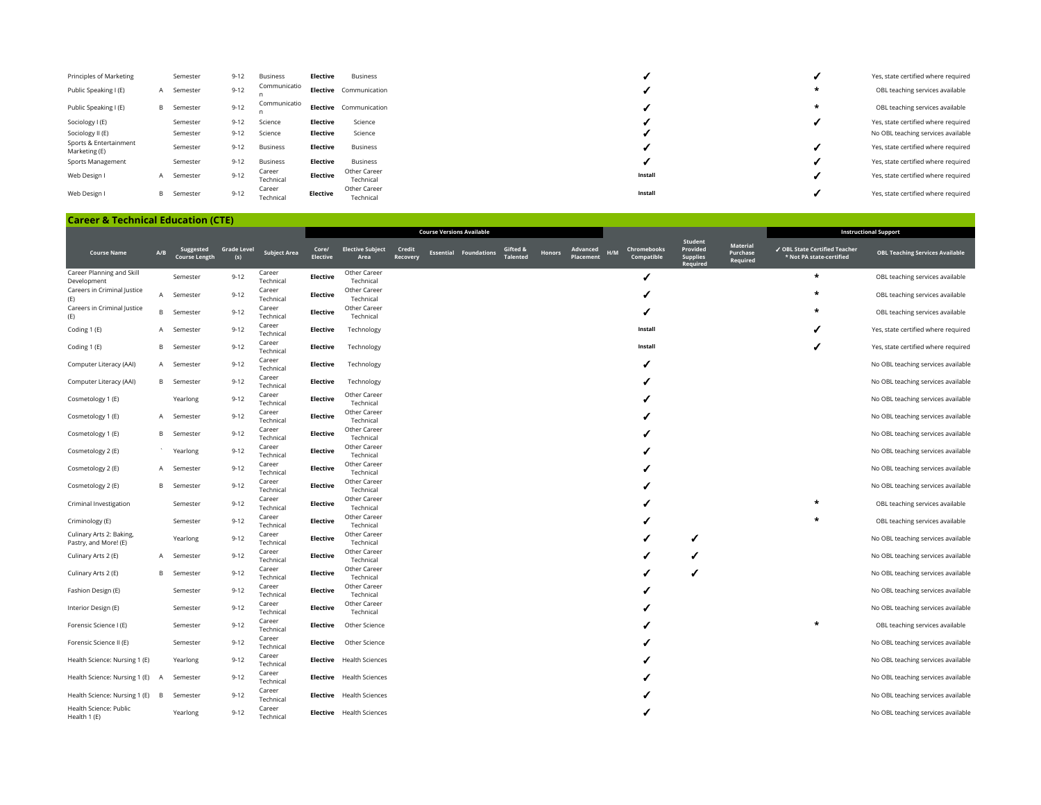| Course Name | A/B | Suggested Course Length | Grade Level (s) | Subject Area | Core/ Elective | Elective Subject Area | Credit Recovery | Essential | Foundations | Gifted & Talented | Honors | Advanced Placement | H/M | Chromebooks Compatible | Student Provided Supplies Required | Material Purchase Required | ✓ OBL State Certified Teacher * Not PA state-certified | OBL Teaching Services Available |
|---|---|---|---|---|---|---|---|---|---|---|---|---|---|---|---|---|---|---|
| Principles of Marketing | | Semester | 9-12 | Business | **Elective** | Business | | | | | | | | ✓ | | | ✓ | Yes, state certified where required |
| Public Speaking I (E) | A | Semester | 9-12 | Communication | **Elective** | Communication | | | | | | | | ✓ | | | * | OBL teaching services available |
| Public Speaking I (E) | B | Semester | 9-12 | Communication | **Elective** | Communication | | | | | | | | ✓ | | | * | OBL teaching services available |
| Sociology I (E) | | Semester | 9-12 | Science | **Elective** | Science | | | | | | | | ✓ | | | ✓ | Yes, state certified where required |
| Sociology II (E) | | Semester | 9-12 | Science | **Elective** | Science | | | | | | | | ✓ | | | | No OBL teaching services available |
| Sports & Entertainment Marketing (E) | | Semester | 9-12 | Business | **Elective** | Business | | | | | | | | ✓ | | | ✓ | Yes, state certified where required |
| Sports Management | | Semester | 9-12 | Business | **Elective** | Business | | | | | | | | ✓ | | | ✓ | Yes, state certified where required |
| Web Design I | A | Semester | 9-12 | Career Technical | **Elective** | Other Career Technical | | | | | | | | **Install** | | | ✓ | Yes, state certified where required |
| Web Design I | B | Semester | 9-12 | Career Technical | **Elective** | Other Career Technical | | | | | | | | **Install** | | | ✓ | Yes, state certified where required |

## Career & Technical Education (CTE)

| | | | | | Course Versions Available | | | | | | | | | | | | Instructional Support | |
|---|---|---|---|---|---|---|---|---|---|---|---|---|---|---|---|---|---|---|
| **Course Name** | **A/B** | **Suggested Course Length** | **Grade Level (s)** | **Subject Area** | **Core/ Elective** | **Elective Subject Area** | **Credit Recovery** | **Essential** | **Foundations** | **Gifted & Talented** | **Honors** | **Advanced Placement** | **H/M** | **Chromebooks Compatible** | **Student Provided Supplies Required** | **Material Purchase Required** | **✓ OBL State Certified Teacher * Not PA state-certified** | **OBL Teaching Services Available** |
| Career Planning and Skill Development | | Semester | 9-12 | Career Technical | **Elective** | Other Career Technical | | | | | | | | ✓ | | | * | OBL teaching services available |
| Careers in Criminal Justice (E) | A | Semester | 9-12 | Career Technical | **Elective** | Other Career Technical | | | | | | | | ✓ | | | * | OBL teaching services available |
| Careers in Criminal Justice (E) | B | Semester | 9-12 | Career Technical | **Elective** | Other Career Technical | | | | | | | | ✓ | | | * | OBL teaching services available |
| Coding 1 (E) | A | Semester | 9-12 | Career Technical | **Elective** | Technology | | | | | | | | **Install** | | | ✓ | Yes, state certified where required |
| Coding 1 (E) | B | Semester | 9-12 | Career Technical | **Elective** | Technology | | | | | | | | **Install** | | | ✓ | Yes, state certified where required |
| Computer Literacy (AAI) | A | Semester | 9-12 | Career Technical | **Elective** | Technology | | | | | | | | ✓ | | | | No OBL teaching services available |
| Computer Literacy (AAI) | B | Semester | 9-12 | Career Technical | **Elective** | Technology | | | | | | | | ✓ | | | | No OBL teaching services available |
| Cosmetology 1 (E) | | Yearlong | 9-12 | Career Technical | **Elective** | Other Career Technical | | | | | | | | ✓ | | | | No OBL teaching services available |
| Cosmetology 1 (E) | A | Semester | 9-12 | Career Technical | **Elective** | Other Career Technical | | | | | | | | ✓ | | | | No OBL teaching services available |
| Cosmetology 1 (E) | B | Semester | 9-12 | Career Technical | **Elective** | Other Career Technical | | | | | | | | ✓ | | | | No OBL teaching services available |
| Cosmetology 2 (E) | ` | Yearlong | 9-12 | Career Technical | **Elective** | Other Career Technical | | | | | | | | ✓ | | | | No OBL teaching services available |
| Cosmetology 2 (E) | A | Semester | 9-12 | Career Technical | **Elective** | Other Career Technical | | | | | | | | ✓ | | | | No OBL teaching services available |
| Cosmetology 2 (E) | B | Semester | 9-12 | Career Technical | **Elective** | Other Career Technical | | | | | | | | ✓ | | | | No OBL teaching services available |
| Criminal Investigation | | Semester | 9-12 | Career Technical | **Elective** | Other Career Technical | | | | | | | | ✓ | | | * | OBL teaching services available |
| Criminology (E) | | Semester | 9-12 | Career Technical | **Elective** | Other Career Technical | | | | | | | | ✓ | | | * | OBL teaching services available |
| Culinary Arts 2: Baking, Pastry, and More! (E) | | Yearlong | 9-12 | Career Technical | **Elective** | Other Career Technical | | | | | | | | ✓ | ✓ | | | No OBL teaching services available |
| Culinary Arts 2 (E) | A | Semester | 9-12 | Career Technical | **Elective** | Other Career Technical | | | | | | | | ✓ | ✓ | | | No OBL teaching services available |
| Culinary Arts 2 (E) | B | Semester | 9-12 | Career Technical | **Elective** | Other Career Technical | | | | | | | | ✓ | ✓ | | | No OBL teaching services available |
| Fashion Design (E) | | Semester | 9-12 | Career Technical | **Elective** | Other Career Technical | | | | | | | | ✓ | | | | No OBL teaching services available |
| Interior Design (E) | | Semester | 9-12 | Career Technical | **Elective** | Other Career Technical | | | | | | | | ✓ | | | | No OBL teaching services available |
| Forensic Science I (E) | | Semester | 9-12 | Career Technical | **Elective** | Other Science | | | | | | | | ✓ | | | * | OBL teaching services available |
| Forensic Science II (E) | | Semester | 9-12 | Career Technical | **Elective** | Other Science | | | | | | | | ✓ | | | | No OBL teaching services available |
| Health Science: Nursing 1 (E) | | Yearlong | 9-12 | Career Technical | **Elective** | Health Sciences | | | | | | | | ✓ | | | | No OBL teaching services available |
| Health Science: Nursing 1 (E) | A | Semester | 9-12 | Career Technical | **Elective** | Health Sciences | | | | | | | | ✓ | | | | No OBL teaching services available |
| Health Science: Nursing 1 (E) | B | Semester | 9-12 | Career Technical | **Elective** | Health Sciences | | | | | | | | ✓ | | | | No OBL teaching services available |
| Health Science: Public Health 1 (E) | | Yearlong | 9-12 | Career Technical | **Elective** | Health Sciences | | | | | | | | ✓ | | | | No OBL teaching services available |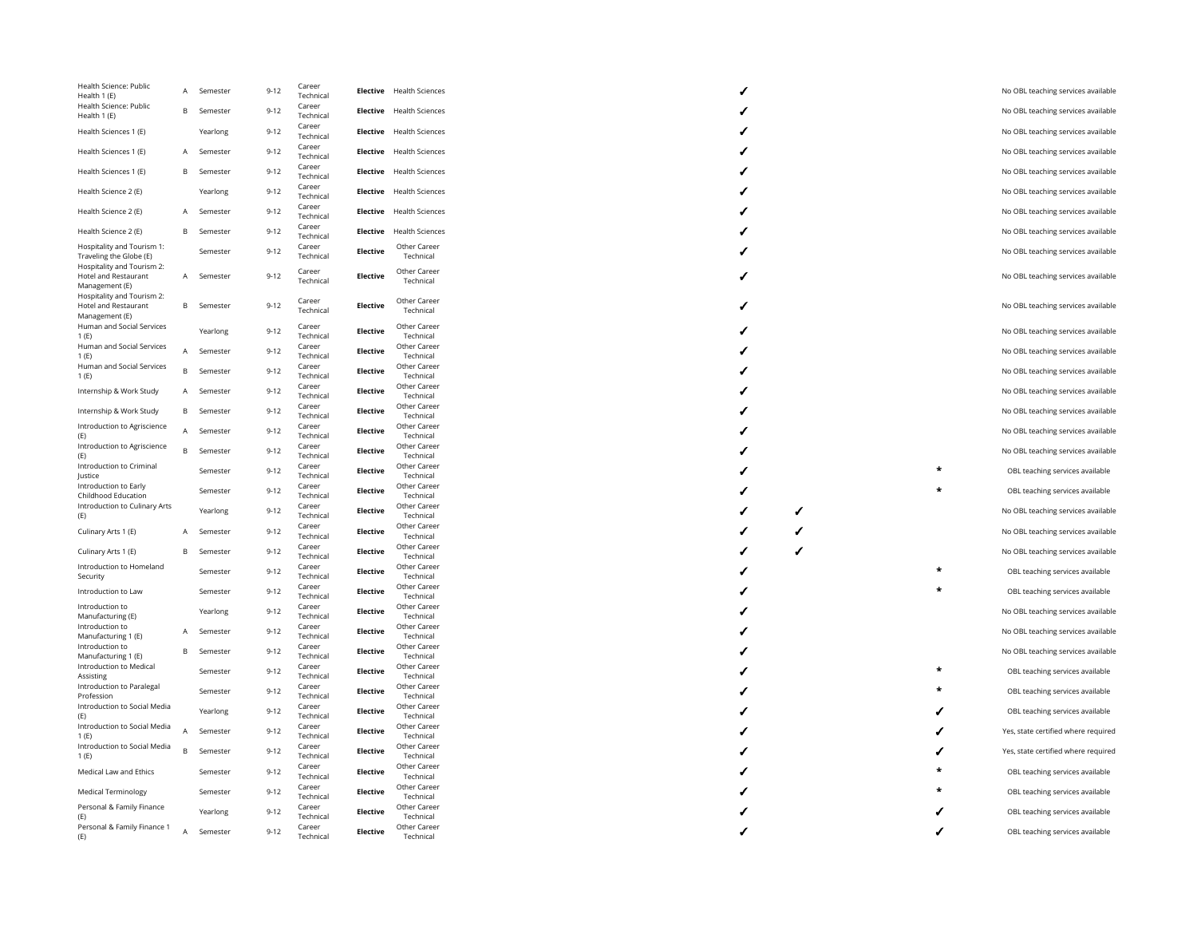| | | | | | | | | | | |
|---|---|---|---|---|---|---|---|---|---|---|
| Health Science: Public Health 1 (E) | A | Semester | 9-12 | Career Technical | **Elective** | Health Sciences | ✓ | | | No OBL teaching services available |
| Health Science: Public Health 1 (E) | B | Semester | 9-12 | Career Technical | **Elective** | Health Sciences | ✓ | | | No OBL teaching services available |
| Health Sciences 1 (E) | | Yearlong | 9-12 | Career Technical | **Elective** | Health Sciences | ✓ | | | No OBL teaching services available |
| Health Sciences 1 (E) | A | Semester | 9-12 | Career Technical | **Elective** | Health Sciences | ✓ | | | No OBL teaching services available |
| Health Sciences 1 (E) | B | Semester | 9-12 | Career Technical | **Elective** | Health Sciences | ✓ | | | No OBL teaching services available |
| Health Science 2 (E) | | Yearlong | 9-12 | Career Technical | **Elective** | Health Sciences | ✓ | | | No OBL teaching services available |
| Health Science 2 (E) | A | Semester | 9-12 | Career Technical | **Elective** | Health Sciences | ✓ | | | No OBL teaching services available |
| Health Science 2 (E) | B | Semester | 9-12 | Career Technical | **Elective** | Health Sciences | ✓ | | | No OBL teaching services available |
| Hospitality and Tourism 1: Traveling the Globe (E) | | Semester | 9-12 | Career Technical | **Elective** | Other Career Technical | ✓ | | | No OBL teaching services available |
| Hospitality and Tourism 2: Hotel and Restaurant Management (E) | A | Semester | 9-12 | Career Technical | **Elective** | Other Career Technical | ✓ | | | No OBL teaching services available |
| Hospitality and Tourism 2: Hotel and Restaurant Management (E) | B | Semester | 9-12 | Career Technical | **Elective** | Other Career Technical | ✓ | | | No OBL teaching services available |
| Human and Social Services 1 (E) | | Yearlong | 9-12 | Career Technical | **Elective** | Other Career Technical | ✓ | | | No OBL teaching services available |
| Human and Social Services 1 (E) | A | Semester | 9-12 | Career Technical | **Elective** | Other Career Technical | ✓ | | | No OBL teaching services available |
| Human and Social Services 1 (E) | B | Semester | 9-12 | Career Technical | **Elective** | Other Career Technical | ✓ | | | No OBL teaching services available |
| Internship & Work Study | A | Semester | 9-12 | Career Technical | **Elective** | Other Career Technical | ✓ | | | No OBL teaching services available |
| Internship & Work Study | B | Semester | 9-12 | Career Technical | **Elective** | Other Career Technical | ✓ | | | No OBL teaching services available |
| Introduction to Agriscience (E) | A | Semester | 9-12 | Career Technical | **Elective** | Other Career Technical | ✓ | | | No OBL teaching services available |
| Introduction to Agriscience (E) | B | Semester | 9-12 | Career Technical | **Elective** | Other Career Technical | ✓ | | | No OBL teaching services available |
| Introduction to Criminal Justice | | Semester | 9-12 | Career Technical | **Elective** | Other Career Technical | ✓ | | * | OBL teaching services available |
| Introduction to Early Childhood Education | | Semester | 9-12 | Career Technical | **Elective** | Other Career Technical | ✓ | | * | OBL teaching services available |
| Introduction to Culinary Arts (E) | | Yearlong | 9-12 | Career Technical | **Elective** | Other Career Technical | ✓ | ✓ | | No OBL teaching services available |
| Culinary Arts 1 (E) | A | Semester | 9-12 | Career Technical | **Elective** | Other Career Technical | ✓ | ✓ | | No OBL teaching services available |
| Culinary Arts 1 (E) | B | Semester | 9-12 | Career Technical | **Elective** | Other Career Technical | ✓ | ✓ | | No OBL teaching services available |
| Introduction to Homeland Security | | Semester | 9-12 | Career Technical | **Elective** | Other Career Technical | ✓ | | * | OBL teaching services available |
| Introduction to Law | | Semester | 9-12 | Career Technical | **Elective** | Other Career Technical | ✓ | | * | OBL teaching services available |
| Introduction to Manufacturing (E) | | Yearlong | 9-12 | Career Technical | **Elective** | Other Career Technical | ✓ | | | No OBL teaching services available |
| Introduction to Manufacturing 1 (E) | A | Semester | 9-12 | Career Technical | **Elective** | Other Career Technical | ✓ | | | No OBL teaching services available |
| Introduction to Manufacturing 1 (E) | B | Semester | 9-12 | Career Technical | **Elective** | Other Career Technical | ✓ | | | No OBL teaching services available |
| Introduction to Medical Assisting | | Semester | 9-12 | Career Technical | **Elective** | Other Career Technical | ✓ | | * | OBL teaching services available |
| Introduction to Paralegal Profession | | Semester | 9-12 | Career Technical | **Elective** | Other Career Technical | ✓ | | * | OBL teaching services available |
| Introduction to Social Media (E) | | Yearlong | 9-12 | Career Technical | **Elective** | Other Career Technical | ✓ | | ✓ | OBL teaching services available |
| Introduction to Social Media 1 (E) | A | Semester | 9-12 | Career Technical | **Elective** | Other Career Technical | ✓ | | ✓ | Yes, state certified where required |
| Introduction to Social Media 1 (E) | B | Semester | 9-12 | Career Technical | **Elective** | Other Career Technical | ✓ | | ✓ | Yes, state certified where required |
| Medical Law and Ethics | | Semester | 9-12 | Career Technical | **Elective** | Other Career Technical | ✓ | | * | OBL teaching services available |
| Medical Terminology | | Semester | 9-12 | Career Technical | **Elective** | Other Career Technical | ✓ | | * | OBL teaching services available |
| Personal & Family Finance (E) | | Yearlong | 9-12 | Career Technical | **Elective** | Other Career Technical | ✓ | | ✓ | OBL teaching services available |
| Personal & Family Finance 1 (E) | A | Semester | 9-12 | Career Technical | **Elective** | Other Career Technical | ✓ | | ✓ | OBL teaching services available |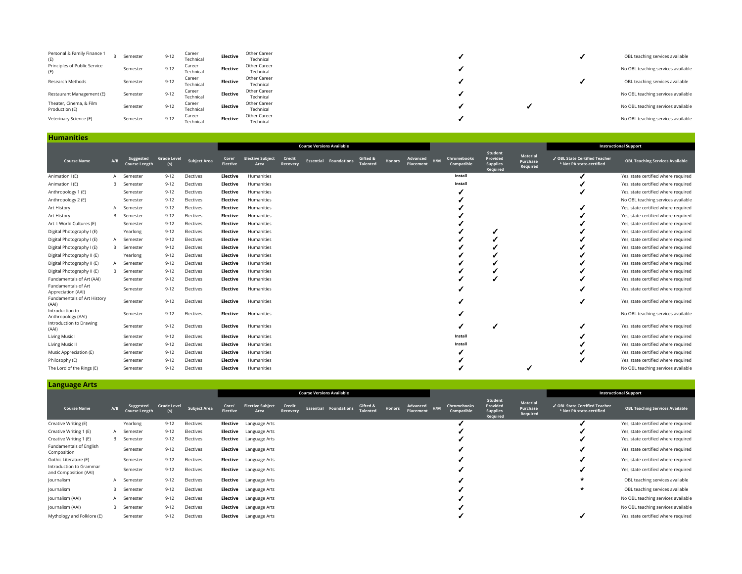| Course Name | A/B | Suggested Course Length | Grade Level (s) | Subject Area | Core/ Elective | Elective Subject Area | Credit Recovery | Essential | Foundations | Gifted & Talented | Honors | Advanced Placement | H/M | Chromebooks Compatible | Student Provided Supplies Required | Material Purchase Required | ✓ OBL State Certified Teacher * Not PA state-certified | OBL Teaching Services Available |
|---|---|---|---|---|---|---|---|---|---|---|---|---|---|---|---|---|---|---|
| Personal & Family Finance 1 (E) | B | Semester | 9-12 | Career Technical | **Elective** | Other Career Technical | | | | | | | | ✓ | | | ✓ | OBL teaching services available |
| Principles of Public Service (E) | | Semester | 9-12 | Career Technical | **Elective** | Other Career Technical | | | | | | | | ✓ | | | | No OBL teaching services available |
| Research Methods | | Semester | 9-12 | Career Technical | **Elective** | Other Career Technical | | | | | | | | ✓ | | | ✓ | OBL teaching services available |
| Restaurant Management (E) | | Semester | 9-12 | Career Technical | **Elective** | Other Career Technical | | | | | | | | ✓ | | | | No OBL teaching services available |
| Theater, Cinema, & Film Production (E) | | Semester | 9-12 | Career Technical | **Elective** | Other Career Technical | | | | | | | | ✓ | | ✓ | | No OBL teaching services available |
| Veterinary Science (E) | | Semester | 9-12 | Career Technical | **Elective** | Other Career Technical | | | | | | | | ✓ | | | | No OBL teaching services available |

## Humanities

| | | | | | Course Versions Available | | | | | | | | | | | | Instructional Support | |
|---|---|---|---|---|---|---|---|---|---|---|---|---|---|---|---|---|---|---|
| **Course Name** | **A/B** | **Suggested Course Length** | **Grade Level (s)** | **Subject Area** | **Core/ Elective** | **Elective Subject Area** | **Credit Recovery** | **Essential** | **Foundations** | **Gifted & Talented** | **Honors** | **Advanced Placement** | **H/M** | **Chromebooks Compatible** | **Student Provided Supplies Required** | **Material Purchase Required** | **✓ OBL State Certified Teacher * Not PA state-certified** | **OBL Teaching Services Available** |
| Animation I (E) | A | Semester | 9-12 | Electives | **Elective** | Humanities | | | | | | | | **Install** | | | ✓ | Yes, state certified where required |
| Animation I (E) | B | Semester | 9-12 | Electives | **Elective** | Humanities | | | | | | | | **Install** | | | ✓ | Yes, state certified where required |
| Anthropology 1 (E) | | Semester | 9-12 | Electives | **Elective** | Humanities | | | | | | | | ✓ | | | ✓ | Yes, state certified where required |
| Anthropology 2 (E) | | Semester | 9-12 | Electives | **Elective** | Humanities | | | | | | | | ✓ | | | | No OBL teaching services available |
| Art History | A | Semester | 9-12 | Electives | **Elective** | Humanities | | | | | | | | ✓ | | | ✓ | Yes, state certified where required |
| Art History | B | Semester | 9-12 | Electives | **Elective** | Humanities | | | | | | | | ✓ | | | ✓ | Yes, state certified where required |
| Art I: World Cultures (E) | | Semester | 9-12 | Electives | **Elective** | Humanities | | | | | | | | ✓ | | | ✓ | Yes, state certified where required |
| Digital Photography I (E) | | Yearlong | 9-12 | Electives | **Elective** | Humanities | | | | | | | | ✓ | ✓ | | ✓ | Yes, state certified where required |
| Digital Photography I (E) | A | Semester | 9-12 | Electives | **Elective** | Humanities | | | | | | | | ✓ | ✓ | | ✓ | Yes, state certified where required |
| Digital Photography I (E) | B | Semester | 9-12 | Electives | **Elective** | Humanities | | | | | | | | ✓ | ✓ | | ✓ | Yes, state certified where required |
| Digital Photography II (E) | | Yearlong | 9-12 | Electives | **Elective** | Humanities | | | | | | | | ✓ | ✓ | | ✓ | Yes, state certified where required |
| Digital Photography II (E) | A | Semester | 9-12 | Electives | **Elective** | Humanities | | | | | | | | ✓ | ✓ | | ✓ | Yes, state certified where required |
| Digital Photography II (E) | B | Semester | 9-12 | Electives | **Elective** | Humanities | | | | | | | | ✓ | ✓ | | ✓ | Yes, state certified where required |
| Fundamentals of Art (AAI) | | Semester | 9-12 | Electives | **Elective** | Humanities | | | | | | | | ✓ | ✓ | | ✓ | Yes, state certified where required |
| Fundamentals of Art Appreciation (AAI) | | Semester | 9-12 | Electives | **Elective** | Humanities | | | | | | | | ✓ | | | ✓ | Yes, state certified where required |
| Fundamentals of Art History (AAI) | | Semester | 9-12 | Electives | **Elective** | Humanities | | | | | | | | ✓ | | | ✓ | Yes, state certified where required |
| Introduction to Anthropology (AAI) | | Semester | 9-12 | Electives | **Elective** | Humanities | | | | | | | | ✓ | | | | No OBL teaching services available |
| Introduction to Drawing (AAI) | | Semester | 9-12 | Electives | **Elective** | Humanities | | | | | | | | ✓ | ✓ | | ✓ | Yes, state certified where required |
| Living Music I | | Semester | 9-12 | Electives | **Elective** | Humanities | | | | | | | | **Install** | | | ✓ | Yes, state certified where required |
| Living Music II | | Semester | 9-12 | Electives | **Elective** | Humanities | | | | | | | | **Install** | | | ✓ | Yes, state certified where required |
| Music Appreciation (E) | | Semester | 9-12 | Electives | **Elective** | Humanities | | | | | | | | ✓ | | | ✓ | Yes, state certified where required |
| Philosophy (E) | | Semester | 9-12 | Electives | **Elective** | Humanities | | | | | | | | ✓ | | | ✓ | Yes, state certified where required |
| The Lord of the Rings (E) | | Semester | 9-12 | Electives | **Elective** | Humanities | | | | | | | | ✓ | | ✓ | | No OBL teaching services available |

## Language Arts

| | | | | | Course Versions Available | | | | | | | | | | | | Instructional Support | |
|---|---|---|---|---|---|---|---|---|---|---|---|---|---|---|---|---|---|---|
| **Course Name** | **A/B** | **Suggested Course Length** | **Grade Level (s)** | **Subject Area** | **Core/ Elective** | **Elective Subject Area** | **Credit Recovery** | **Essential** | **Foundations** | **Gifted & Talented** | **Honors** | **Advanced Placement** | **H/M** | **Chromebooks Compatible** | **Student Provided Supplies Required** | **Material Purchase Required** | **✓ OBL State Certified Teacher * Not PA state-certified** | **OBL Teaching Services Available** |
| Creative Writing (E) | | Yearlong | 9-12 | Electives | **Elective** | Language Arts | | | | | | | | ✓ | | | ✓ | Yes, state certified where required |
| Creative Writing 1 (E) | A | Semester | 9-12 | Electives | **Elective** | Language Arts | | | | | | | | ✓ | | | ✓ | Yes, state certified where required |
| Creative Writing 1 (E) | B | Semester | 9-12 | Electives | **Elective** | Language Arts | | | | | | | | ✓ | | | ✓ | Yes, state certified where required |
| Fundamentals of English Composition | | Semester | 9-12 | Electives | **Elective** | Language Arts | | | | | | | | ✓ | | | ✓ | Yes, state certified where required |
| Gothic Literature (E) | | Semester | 9-12 | Electives | **Elective** | Language Arts | | | | | | | | ✓ | | | ✓ | Yes, state certified where required |
| Introduction to Grammar and Composition (AAI) | | Semester | 9-12 | Electives | **Elective** | Language Arts | | | | | | | | ✓ | | | ✓ | Yes, state certified where required |
| Journalism | A | Semester | 9-12 | Electives | **Elective** | Language Arts | | | | | | | | ✓ | | | * | OBL teaching services available |
| Journalism | B | Semester | 9-12 | Electives | **Elective** | Language Arts | | | | | | | | ✓ | | | * | OBL teaching services available |
| Journalism (AAI) | A | Semester | 9-12 | Electives | **Elective** | Language Arts | | | | | | | | ✓ | | | | No OBL teaching services available |
| Journalism (AAI) | B | Semester | 9-12 | Electives | **Elective** | Language Arts | | | | | | | | ✓ | | | | No OBL teaching services available |
| Mythology and Folklore (E) | | Semester | 9-12 | Electives | **Elective** | Language Arts | | | | | | | | ✓ | | | ✓ | Yes, state certified where required |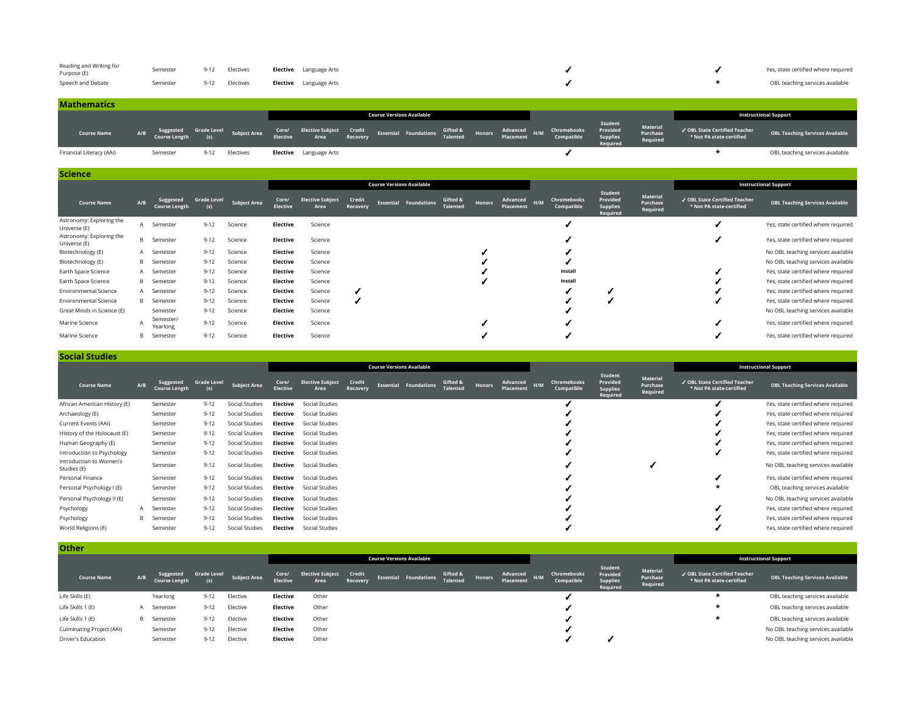| Course Name | A/B | Suggested Course Length | Grade Level (s) | Subject Area | Core/ Elective | Elective Subject Area | Credit Recovery | Essential | Foundations | Gifted & Talented | Honors | Advanced Placement | H/M | Chromebooks Compatible | Student Provided Supplies Required | Material Purchase Required | ✓ OBL State Certified Teacher * Not PA state-certified | OBL Teaching Services Available |
|---|---|---|---|---|---|---|---|---|---|---|---|---|---|---|---|---|---|---|
| Reading and Writing for Purpose (E) | | Semester | 9-12 | Electives | **Elective** | Language Arts | | | | | | | | ✓ | | | ✓ | Yes, state certified where required |
| Speech and Debate | | Semester | 9-12 | Electives | **Elective** | Language Arts | | | | | | | | ✓ | | | * | OBL teaching services available |

## Mathematics

| | | | | | Course Versions Available | | | | | | | | | | | | Instructional Support | |
|---|---|---|---|---|---|---|---|---|---|---|---|---|---|---|---|---|---|---|
| **Course Name** | **A/B** | **Suggested Course Length** | **Grade Level (s)** | **Subject Area** | **Core/ Elective** | **Elective Subject Area** | **Credit Recovery** | **Essential** | **Foundations** | **Gifted & Talented** | **Honors** | **Advanced Placement** | **H/M** | **Chromebooks Compatible** | **Student Provided Supplies Required** | **Material Purchase Required** | **✓ OBL State Certified Teacher * Not PA state-certified** | **OBL Teaching Services Available** |
| Financial Literacy (AAI) | | Semester | 9-12 | Electives | **Elective** | Language Arts | | | | | | | | ✓ | | | * | OBL teaching services available |

## Science

| | | | | | Course Versions Available | | | | | | | | | | | | Instructional Support | |
|---|---|---|---|---|---|---|---|---|---|---|---|---|---|---|---|---|---|---|
| **Course Name** | **A/B** | **Suggested Course Length** | **Grade Level (s)** | **Subject Area** | **Core/ Elective** | **Elective Subject Area** | **Credit Recovery** | **Essential** | **Foundations** | **Gifted & Talented** | **Honors** | **Advanced Placement** | **H/M** | **Chromebooks Compatible** | **Student Provided Supplies Required** | **Material Purchase Required** | **✓ OBL State Certified Teacher * Not PA state-certified** | **OBL Teaching Services Available** |
| Astronomy: Exploring the Universe (E) | A | Semester | 9-12 | Science | **Elective** | Science | | | | | | | | ✓ | | | ✓ | Yes, state certified where required |
| Astronomy: Exploring the Universe (E) | B | Semester | 9-12 | Science | **Elective** | Science | | | | | | | | ✓ | | | ✓ | Yes, state certified where required |
| Biotechnology (E) | A | Semester | 9-12 | Science | **Elective** | Science | | | | | ✓ | | | ✓ | | | | No OBL teaching services available |
| Biotechnology (E) | B | Semester | 9-12 | Science | **Elective** | Science | | | | | ✓ | | | ✓ | | | | No OBL teaching services available |
| Earth Space Science | A | Semester | 9-12 | Science | **Elective** | Science | | | | | ✓ | | | **Install** | | | ✓ | Yes, state certified where required |
| Earth Space Science | B | Semester | 9-12 | Science | **Elective** | Science | | | | | ✓ | | | **Install** | | | ✓ | Yes, state certified where required |
| Environmental Science | A | Semester | 9-12 | Science | **Elective** | Science | ✓ | | | | | | | ✓ | ✓ | | ✓ | Yes, state certified where required |
| Environmental Science | B | Semester | 9-12 | Science | **Elective** | Science | ✓ | | | | | | | ✓ | ✓ | | ✓ | Yes, state certified where required |
| Great Minds in Science (E) | | Semester | 9-12 | Science | **Elective** | Science | | | | | | | | ✓ | | | | No OBL teaching services available |
| Marine Science | A | Semester/ Yearlong | 9-12 | Science | **Elective** | Science | | | | | ✓ | | | ✓ | | | ✓ | Yes, state certified where required |
| Marine Science | B | Semester | 9-12 | Science | **Elective** | Science | | | | | ✓ | | | ✓ | | | ✓ | Yes, state certified where required |

## Social Studies

| | | | | | Course Versions Available | | | | | | | | | | | | Instructional Support | |
|---|---|---|---|---|---|---|---|---|---|---|---|---|---|---|---|---|---|---|
| **Course Name** | **A/B** | **Suggested Course Length** | **Grade Level (s)** | **Subject Area** | **Core/ Elective** | **Elective Subject Area** | **Credit Recovery** | **Essential** | **Foundations** | **Gifted & Talented** | **Honors** | **Advanced Placement** | **H/M** | **Chromebooks Compatible** | **Student Provided Supplies Required** | **Material Purchase Required** | **✓ OBL State Certified Teacher * Not PA state-certified** | **OBL Teaching Services Available** |
| African American History (E) | | Semester | 9-12 | Social Studies | **Elective** | Social Studies | | | | | | | | ✓ | | | ✓ | Yes, state certified where required |
| Archaeology (E) | | Semester | 9-12 | Social Studies | **Elective** | Social Studies | | | | | | | | ✓ | | | ✓ | Yes, state certified where required |
| Current Events (AAI) | | Semester | 9-12 | Social Studies | **Elective** | Social Studies | | | | | | | | ✓ | | | ✓ | Yes, state certified where required |
| History of the Holocaust (E) | | Semester | 9-12 | Social Studies | **Elective** | Social Studies | | | | | | | | ✓ | | | ✓ | Yes, state certified where required |
| Human Geography (E) | | Semester | 9-12 | Social Studies | **Elective** | Social Studies | | | | | | | | ✓ | | | ✓ | Yes, state certified where required |
| Introduction to Psychology | | Semester | 9-12 | Social Studies | **Elective** | Social Studies | | | | | | | | ✓ | | | ✓ | Yes, state certified where required |
| Introduction to Women's Studies (E) | | Semester | 9-12 | Social Studies | **Elective** | Social Studies | | | | | | | | ✓ | | ✓ | | No OBL teaching services available |
| Personal Finance | | Semester | 9-12 | Social Studies | **Elective** | Social Studies | | | | | | | | ✓ | | | ✓ | Yes, state certified where required |
| Personal Psychology I (E) | | Semester | 9-12 | Social Studies | **Elective** | Social Studies | | | | | | | | ✓ | | | * | OBL teaching services available |
| Personal Psychology II (E) | | Semester | 9-12 | Social Studies | **Elective** | Social Studies | | | | | | | | ✓ | | | | No OBL teaching services available |
| Psychology | A | Semester | 9-12 | Social Studies | **Elective** | Social Studies | | | | | | | | ✓ | | | ✓ | Yes, state certified where required |
| Psychology | B | Semester | 9-12 | Social Studies | **Elective** | Social Studies | | | | | | | | ✓ | | | ✓ | Yes, state certified where required |
| World Religions (E) | | Semester | 9-12 | Social Studies | **Elective** | Social Studies | | | | | | | | ✓ | | | ✓ | Yes, state certified where required |

## Other

| | | | | | Course Versions Available | | | | | | | | | | | | Instructional Support | |
|---|---|---|---|---|---|---|---|---|---|---|---|---|---|---|---|---|---|---|
| **Course Name** | **A/B** | **Suggested Course Length** | **Grade Level (s)** | **Subject Area** | **Core/ Elective** | **Elective Subject Area** | **Credit Recovery** | **Essential** | **Foundations** | **Gifted & Talented** | **Honors** | **Advanced Placement** | **H/M** | **Chromebooks Compatible** | **Student Provided Supplies Required** | **Material Purchase Required** | **✓ OBL State Certified Teacher * Not PA state-certified** | **OBL Teaching Services Available** |
| Life Skills (E) | | Yearlong | 9-12 | Elective | **Elective** | Other | | | | | | | | ✓ | | | * | OBL teaching services available |
| Life Skills 1 (E) | A | Semester | 9-12 | Elective | **Elective** | Other | | | | | | | | ✓ | | | * | OBL teaching services available |
| Life Skills 1 (E) | B | Semester | 9-12 | Elective | **Elective** | Other | | | | | | | | ✓ | | | * | OBL teaching services available |
| Culminating Project (AAI) | | Semester | 9-12 | Elective | **Elective** | Other | | | | | | | | ✓ | | | | No OBL teaching services available |
| Driver's Education | | Semester | 9-12 | Elective | **Elective** | Other | | | | | | | | ✓ | ✓ | | | No OBL teaching services available |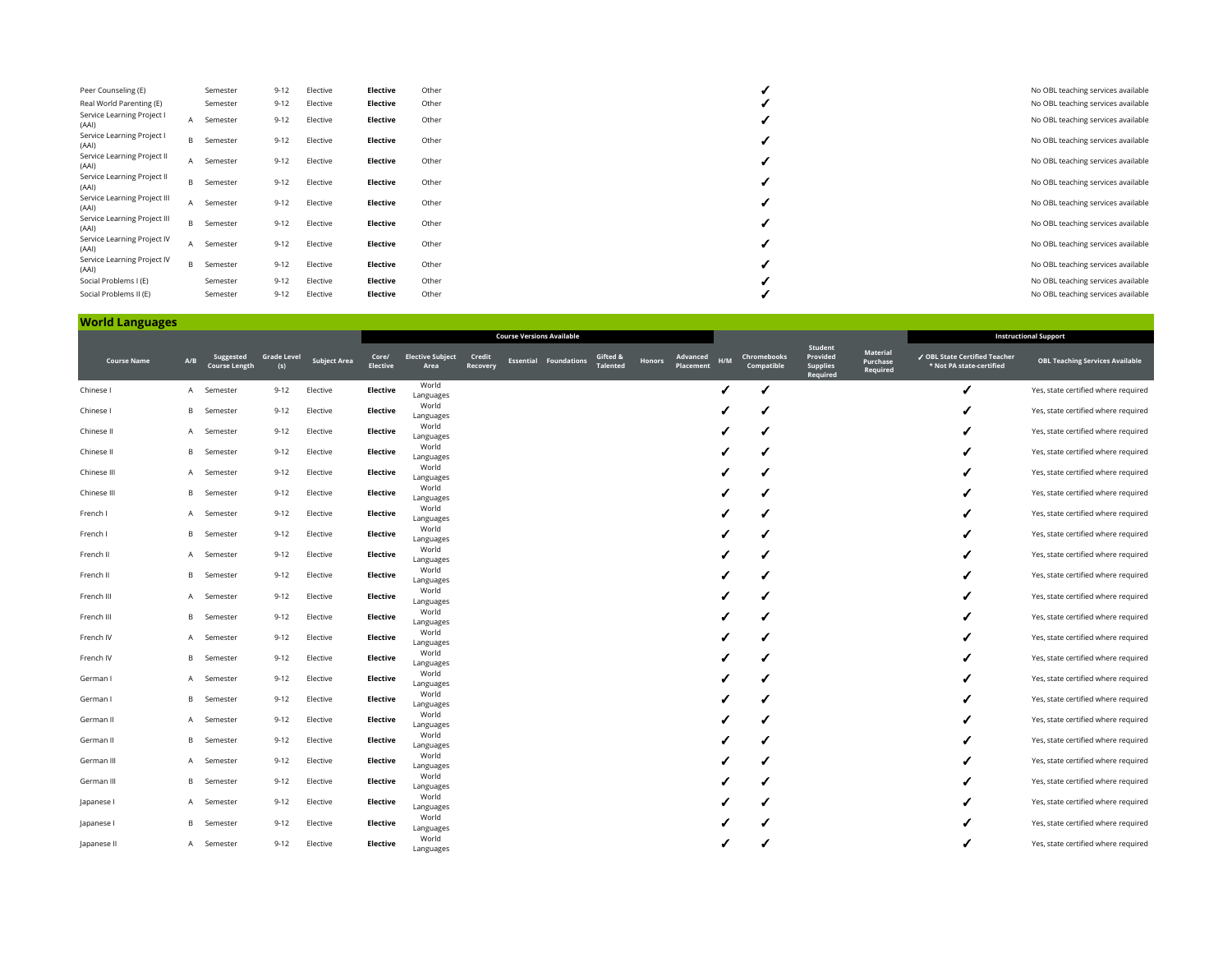| Course Name | A/B | Suggested Course Length | Grade Level (s) | Subject Area | Core/ Elective | Elective Subject Area | Credit Recovery | Essential | Foundations | Gifted & Talented | Honors | Advanced Placement | H/M | Chromebooks Compatible | Student Provided Supplies Required | Material Purchase Required | ✓ OBL State Certified Teacher * Not PA state-certified | OBL Teaching Services Available |
|---|---|---|---|---|---|---|---|---|---|---|---|---|---|---|---|---|---|---|
| Peer Counseling (E) | | Semester | 9-12 | Elective | **Elective** | Other | | | | | | | | ✓ | | | | No OBL teaching services available |
| Real World Parenting (E) | | Semester | 9-12 | Elective | **Elective** | Other | | | | | | | | ✓ | | | | No OBL teaching services available |
| Service Learning Project I (AAI) | A | Semester | 9-12 | Elective | **Elective** | Other | | | | | | | | ✓ | | | | No OBL teaching services available |
| Service Learning Project I (AAI) | B | Semester | 9-12 | Elective | **Elective** | Other | | | | | | | | ✓ | | | | No OBL teaching services available |
| Service Learning Project II (AAI) | A | Semester | 9-12 | Elective | **Elective** | Other | | | | | | | | ✓ | | | | No OBL teaching services available |
| Service Learning Project II (AAI) | B | Semester | 9-12 | Elective | **Elective** | Other | | | | | | | | ✓ | | | | No OBL teaching services available |
| Service Learning Project III (AAI) | A | Semester | 9-12 | Elective | **Elective** | Other | | | | | | | | ✓ | | | | No OBL teaching services available |
| Service Learning Project III (AAI) | B | Semester | 9-12 | Elective | **Elective** | Other | | | | | | | | ✓ | | | | No OBL teaching services available |
| Service Learning Project IV (AAI) | A | Semester | 9-12 | Elective | **Elective** | Other | | | | | | | | ✓ | | | | No OBL teaching services available |
| Service Learning Project IV (AAI) | B | Semester | 9-12 | Elective | **Elective** | Other | | | | | | | | ✓ | | | | No OBL teaching services available |
| Social Problems I (E) | | Semester | 9-12 | Elective | **Elective** | Other | | | | | | | | ✓ | | | | No OBL teaching services available |
| Social Problems II (E) | | Semester | 9-12 | Elective | **Elective** | Other | | | | | | | | ✓ | | | | No OBL teaching services available |

## World Languages

| | | | | | Course Versions Available | | | | | | | | | | | | Instructional Support | |
|---|---|---|---|---|---|---|---|---|---|---|---|---|---|---|---|---|---|---|
| **Course Name** | **A/B** | **Suggested Course Length** | **Grade Level (s)** | **Subject Area** | **Core/ Elective** | **Elective Subject Area** | **Credit Recovery** | **Essential** | **Foundations** | **Gifted & Talented** | **Honors** | **Advanced Placement** | **H/M** | **Chromebooks Compatible** | **Student Provided Supplies Required** | **Material Purchase Required** | **✓ OBL State Certified Teacher * Not PA state-certified** | **OBL Teaching Services Available** |
| Chinese I | A | Semester | 9-12 | Elective | **Elective** | World Languages | | | | | | | ✓ | ✓ | | | ✓ | Yes, state certified where required |
| Chinese I | B | Semester | 9-12 | Elective | **Elective** | World Languages | | | | | | | ✓ | ✓ | | | ✓ | Yes, state certified where required |
| Chinese II | A | Semester | 9-12 | Elective | **Elective** | World Languages | | | | | | | ✓ | ✓ | | | ✓ | Yes, state certified where required |
| Chinese II | B | Semester | 9-12 | Elective | **Elective** | World Languages | | | | | | | ✓ | ✓ | | | ✓ | Yes, state certified where required |
| Chinese III | A | Semester | 9-12 | Elective | **Elective** | World Languages | | | | | | | ✓ | ✓ | | | ✓ | Yes, state certified where required |
| Chinese III | B | Semester | 9-12 | Elective | **Elective** | World Languages | | | | | | | ✓ | ✓ | | | ✓ | Yes, state certified where required |
| French I | A | Semester | 9-12 | Elective | **Elective** | World Languages | | | | | | | ✓ | ✓ | | | ✓ | Yes, state certified where required |
| French I | B | Semester | 9-12 | Elective | **Elective** | World Languages | | | | | | | ✓ | ✓ | | | ✓ | Yes, state certified where required |
| French II | A | Semester | 9-12 | Elective | **Elective** | World Languages | | | | | | | ✓ | ✓ | | | ✓ | Yes, state certified where required |
| French II | B | Semester | 9-12 | Elective | **Elective** | World Languages | | | | | | | ✓ | ✓ | | | ✓ | Yes, state certified where required |
| French III | A | Semester | 9-12 | Elective | **Elective** | World Languages | | | | | | | ✓ | ✓ | | | ✓ | Yes, state certified where required |
| French III | B | Semester | 9-12 | Elective | **Elective** | World Languages | | | | | | | ✓ | ✓ | | | ✓ | Yes, state certified where required |
| French IV | A | Semester | 9-12 | Elective | **Elective** | World Languages | | | | | | | ✓ | ✓ | | | ✓ | Yes, state certified where required |
| French IV | B | Semester | 9-12 | Elective | **Elective** | World Languages | | | | | | | ✓ | ✓ | | | ✓ | Yes, state certified where required |
| German I | A | Semester | 9-12 | Elective | **Elective** | World Languages | | | | | | | ✓ | ✓ | | | ✓ | Yes, state certified where required |
| German I | B | Semester | 9-12 | Elective | **Elective** | World Languages | | | | | | | ✓ | ✓ | | | ✓ | Yes, state certified where required |
| German II | A | Semester | 9-12 | Elective | **Elective** | World Languages | | | | | | | ✓ | ✓ | | | ✓ | Yes, state certified where required |
| German II | B | Semester | 9-12 | Elective | **Elective** | World Languages | | | | | | | ✓ | ✓ | | | ✓ | Yes, state certified where required |
| German III | A | Semester | 9-12 | Elective | **Elective** | World Languages | | | | | | | ✓ | ✓ | | | ✓ | Yes, state certified where required |
| German III | B | Semester | 9-12 | Elective | **Elective** | World Languages | | | | | | | ✓ | ✓ | | | ✓ | Yes, state certified where required |
| Japanese I | A | Semester | 9-12 | Elective | **Elective** | World Languages | | | | | | | ✓ | ✓ | | | ✓ | Yes, state certified where required |
| Japanese I | B | Semester | 9-12 | Elective | **Elective** | World Languages | | | | | | | ✓ | ✓ | | | ✓ | Yes, state certified where required |
| Japanese II | A | Semester | 9-12 | Elective | **Elective** | World Languages | | | | | | | ✓ | ✓ | | | ✓ | Yes, state certified where required |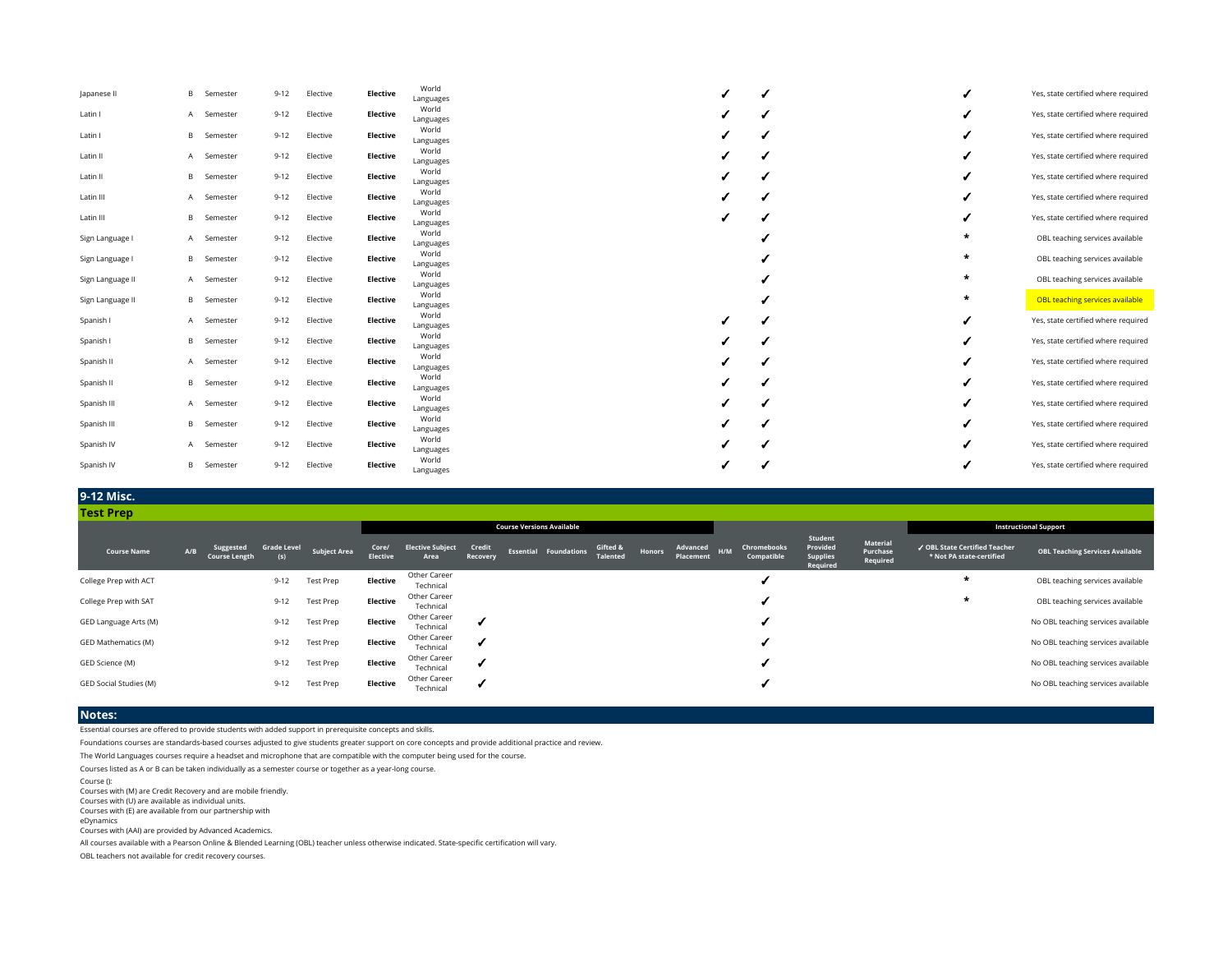| Course Name | A/B | Suggested Course Length | Grade Level (s) | Subject Area | Core/ Elective | Elective Subject Area | Credit Recovery | Essential | Foundations | Gifted & Talented | Honors | Advanced Placement | H/M | Chromebooks Compatible | Student Provided Supplies Required | Material Purchase Required | ✓ OBL State Certified Teacher * Not PA state-certified | OBL Teaching Services Available |
|---|---|---|---|---|---|---|---|---|---|---|---|---|---|---|---|---|---|---|
| Japanese II | B | Semester | 9-12 | Elective | **Elective** | World Languages | | | | | | | ✓ | ✓ | | | ✓ | Yes, state certified where required |
| Latin I | A | Semester | 9-12 | Elective | **Elective** | World Languages | | | | | | | ✓ | ✓ | | | ✓ | Yes, state certified where required |
| Latin I | B | Semester | 9-12 | Elective | **Elective** | World Languages | | | | | | | ✓ | ✓ | | | ✓ | Yes, state certified where required |
| Latin II | A | Semester | 9-12 | Elective | **Elective** | World Languages | | | | | | | ✓ | ✓ | | | ✓ | Yes, state certified where required |
| Latin II | B | Semester | 9-12 | Elective | **Elective** | World Languages | | | | | | | ✓ | ✓ | | | ✓ | Yes, state certified where required |
| Latin III | A | Semester | 9-12 | Elective | **Elective** | World Languages | | | | | | | ✓ | ✓ | | | ✓ | Yes, state certified where required |
| Latin III | B | Semester | 9-12 | Elective | **Elective** | World Languages | | | | | | | ✓ | ✓ | | | ✓ | Yes, state certified where required |
| Sign Language I | A | Semester | 9-12 | Elective | **Elective** | World Languages | | | | | | | | ✓ | | | * | OBL teaching services available |
| Sign Language I | B | Semester | 9-12 | Elective | **Elective** | World Languages | | | | | | | | ✓ | | | * | OBL teaching services available |
| Sign Language II | A | Semester | 9-12 | Elective | **Elective** | World Languages | | | | | | | | ✓ | | | * | OBL teaching services available |
| Sign Language II | B | Semester | 9-12 | Elective | **Elective** | World Languages | | | | | | | | ✓ | | | * | OBL teaching services available |
| Spanish I | A | Semester | 9-12 | Elective | **Elective** | World Languages | | | | | | | ✓ | ✓ | | | ✓ | Yes, state certified where required |
| Spanish I | B | Semester | 9-12 | Elective | **Elective** | World Languages | | | | | | | ✓ | ✓ | | | ✓ | Yes, state certified where required |
| Spanish II | A | Semester | 9-12 | Elective | **Elective** | World Languages | | | | | | | ✓ | ✓ | | | ✓ | Yes, state certified where required |
| Spanish II | B | Semester | 9-12 | Elective | **Elective** | World Languages | | | | | | | ✓ | ✓ | | | ✓ | Yes, state certified where required |
| Spanish III | A | Semester | 9-12 | Elective | **Elective** | World Languages | | | | | | | ✓ | ✓ | | | ✓ | Yes, state certified where required |
| Spanish III | B | Semester | 9-12 | Elective | **Elective** | World Languages | | | | | | | ✓ | ✓ | | | ✓ | Yes, state certified where required |
| Spanish IV | A | Semester | 9-12 | Elective | **Elective** | World Languages | | | | | | | ✓ | ✓ | | | ✓ | Yes, state certified where required |
| Spanish IV | B | Semester | 9-12 | Elective | **Elective** | World Languages | | | | | | | ✓ | ✓ | | | ✓ | Yes, state certified where required |

## 9-12 Misc.

### Test Prep

| Course Name | A/B | Suggested Course Length | Grade Level (s) | Subject Area | Core/ Elective | Elective Subject Area | Course Versions Available | | | | | | | Chromebooks Compatible | Student Provided Supplies Required | Material Purchase Required | Instructional Support | |
|---|---|---|---|---|---|---|---|---|---|---|---|---|---|---|---|---|---|---|
| | | | | | | | Credit Recovery | Essential | Foundations | Gifted & Talented | Honors | Advanced Placement | H/M | | | | ✓ OBL State Certified Teacher * Not PA state-certified | OBL Teaching Services Available |
| College Prep with ACT | | | 9-12 | Test Prep | **Elective** | Other Career Technical | | | | | | | | ✓ | | | * | OBL teaching services available |
| College Prep with SAT | | | 9-12 | Test Prep | **Elective** | Other Career Technical | | | | | | | | ✓ | | | * | OBL teaching services available |
| GED Language Arts (M) | | | 9-12 | Test Prep | **Elective** | Other Career Technical | ✓ | | | | | | | ✓ | | | | No OBL teaching services available |
| GED Mathematics (M) | | | 9-12 | Test Prep | **Elective** | Other Career Technical | ✓ | | | | | | | ✓ | | | | No OBL teaching services available |
| GED Science (M) | | | 9-12 | Test Prep | **Elective** | Other Career Technical | ✓ | | | | | | | ✓ | | | | No OBL teaching services available |
| GED Social Studies (M) | | | 9-12 | Test Prep | **Elective** | Other Career Technical | ✓ | | | | | | | ✓ | | | | No OBL teaching services available |

## Notes:

Essential courses are offered to provide students with added support in prerequisite concepts and skills.

Foundations courses are standards-based courses adjusted to give students greater support on core concepts and provide additional practice and review.

The World Languages courses require a headset and microphone that are compatible with the computer being used for the course.

Courses listed as A or B can be taken individually as a semester course or together as a year-long course.

Course ():
Courses with (M) are Credit Recovery and are mobile friendly.
Courses with (U) are available as individual units.
Courses with (E) are available from our partnership with eDynamics
Courses with (AAI) are provided by Advanced Academics.

All courses available with a Pearson Online & Blended Learning (OBL) teacher unless otherwise indicated. State-specific certification will vary.

OBL teachers not available for credit recovery courses.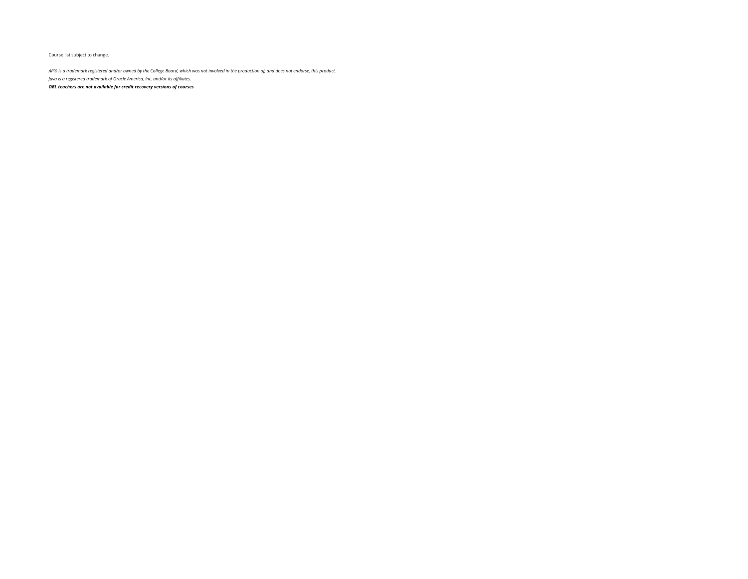Course list subject to change.

*AP® is a trademark registered and/or owned by the College Board, which was not involved in the production of, and does not endorse, this product.*
*Java is a registered trademark of Oracle America, Inc. and/or its affiliates.*
***OBL teachers are not available for credit recovery versions of courses***